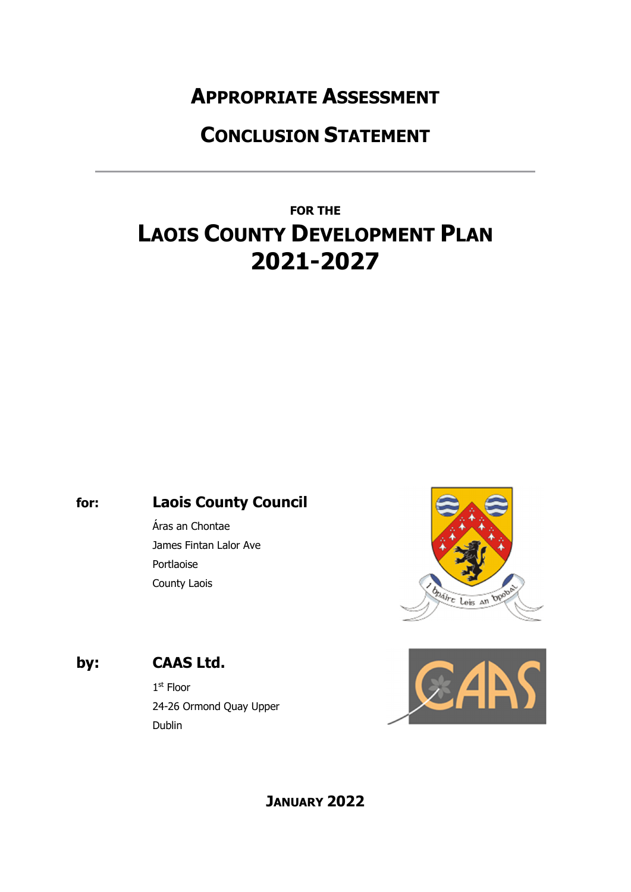# Appropriate Assessment

# Conclusion Statement

---

**FOR THE**

# Laois County Development Plan 2021-2027

**for:** **Laois County Council**

Áras an Chontae
James Fintan Lalor Ave
Portlaoise
County Laois

**by:** **CAAS Ltd.**

1st Floor
24-26 Ormond Quay Upper
Dublin

**January 2022**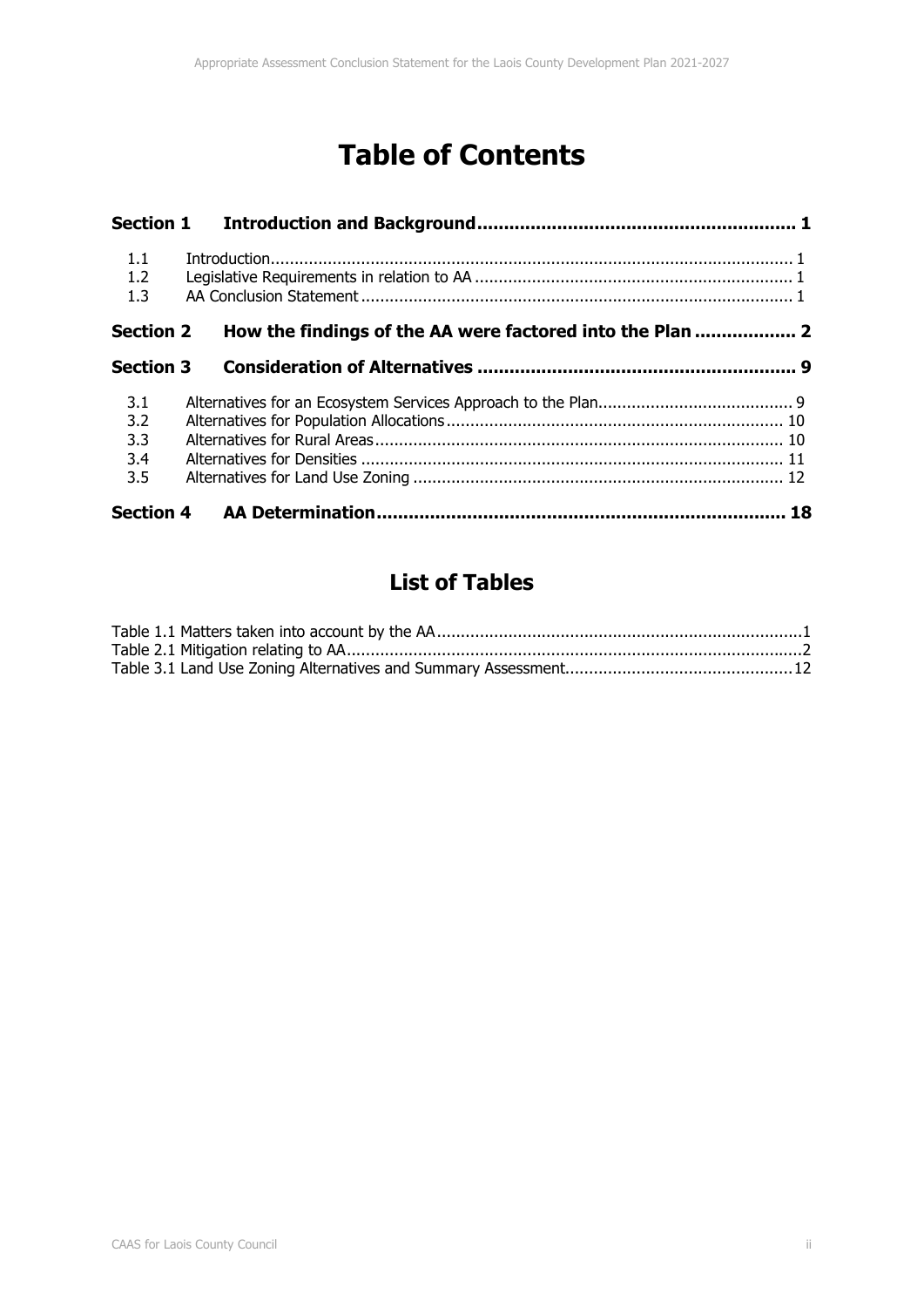# Table of Contents

**Section 1 Introduction and Background ........................................................... 1**

- 1.1 Introduction ........................................................................................................... 1
- 1.2 Legislative Requirements in relation to AA ................................................................. 1
- 1.3 AA Conclusion Statement ........................................................................................ 1

**Section 2 How the findings of the AA were factored into the Plan .................. 2**

**Section 3 Consideration of Alternatives ........................................................... 9**

- 3.1 Alternatives for an Ecosystem Services Approach to the Plan ........................................ 9
- 3.2 Alternatives for Population Allocations ...................................................................... 10
- 3.3 Alternatives for Rural Areas ..................................................................................... 10
- 3.4 Alternatives for Densities ........................................................................................ 11
- 3.5 Alternatives for Land Use Zoning ............................................................................. 12

**Section 4 AA Determination ............................................................................ 18**

## List of Tables

Table 1.1 Matters taken into account by the AA ............................................................................1
Table 2.1 Mitigation relating to AA ...............................................................................................2
Table 3.1 Land Use Zoning Alternatives and Summary Assessment ...............................................12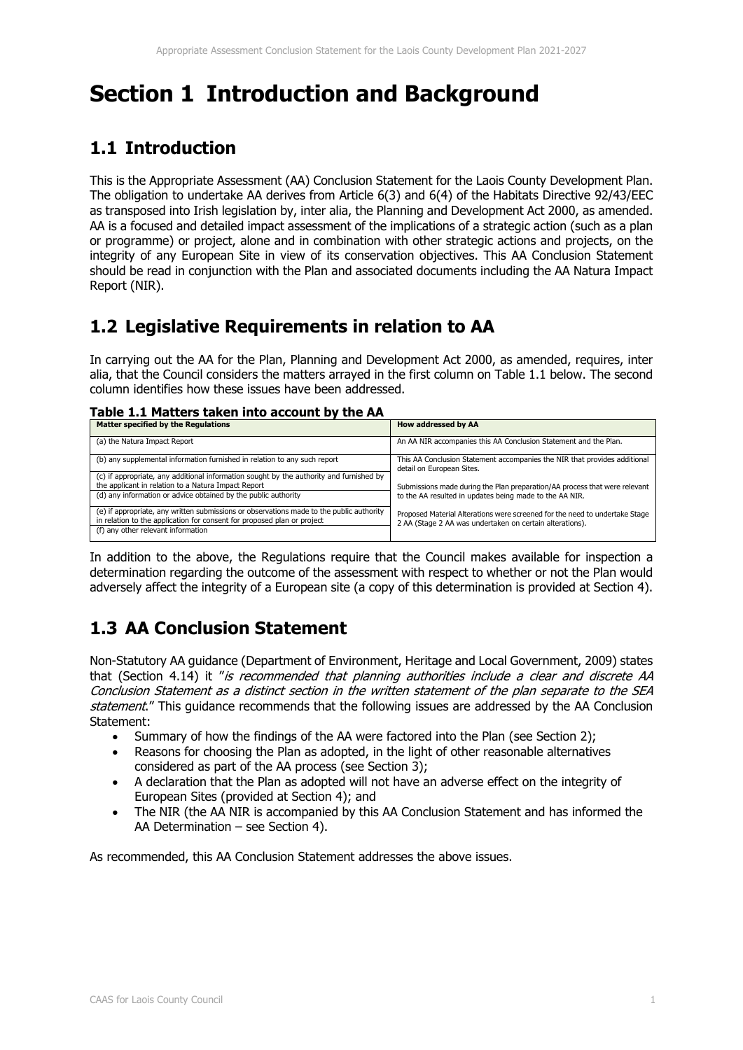# Section 1 Introduction and Background

## 1.1 Introduction

This is the Appropriate Assessment (AA) Conclusion Statement for the Laois County Development Plan. The obligation to undertake AA derives from Article 6(3) and 6(4) of the Habitats Directive 92/43/EEC as transposed into Irish legislation by, inter alia, the Planning and Development Act 2000, as amended. AA is a focused and detailed impact assessment of the implications of a strategic action (such as a plan or programme) or project, alone and in combination with other strategic actions and projects, on the integrity of any European Site in view of its conservation objectives. This AA Conclusion Statement should be read in conjunction with the Plan and associated documents including the AA Natura Impact Report (NIR).

## 1.2 Legislative Requirements in relation to AA

In carrying out the AA for the Plan, Planning and Development Act 2000, as amended, requires, inter alia, that the Council considers the matters arrayed in the first column on Table 1.1 below. The second column identifies how these issues have been addressed.

**Table 1.1 Matters taken into account by the AA**

| Matter specified by the Regulations | How addressed by AA |
|---|---|
| (a) the Natura Impact Report | An AA NIR accompanies this AA Conclusion Statement and the Plan. |
| (b) any supplemental information furnished in relation to any such report | This AA Conclusion Statement accompanies the NIR that provides additional detail on European Sites. |
| (c) if appropriate, any additional information sought by the authority and furnished by the applicant in relation to a Natura Impact Report | Submissions made during the Plan preparation/AA process that were relevant to the AA resulted in updates being made to the AA NIR. |
| (d) any information or advice obtained by the public authority | |
| (e) if appropriate, any written submissions or observations made to the public authority in relation to the application for consent for proposed plan or project | Proposed Material Alterations were screened for the need to undertake Stage 2 AA (Stage 2 AA was undertaken on certain alterations). |
| (f) any other relevant information | |

In addition to the above, the Regulations require that the Council makes available for inspection a determination regarding the outcome of the assessment with respect to whether or not the Plan would adversely affect the integrity of a European site (a copy of this determination is provided at Section 4).

## 1.3 AA Conclusion Statement

Non-Statutory AA guidance (Department of Environment, Heritage and Local Government, 2009) states that (Section 4.14) it "*is recommended that planning authorities include a clear and discrete AA Conclusion Statement as a distinct section in the written statement of the plan separate to the SEA statement*." This guidance recommends that the following issues are addressed by the AA Conclusion Statement:

- Summary of how the findings of the AA were factored into the Plan (see Section 2);
- Reasons for choosing the Plan as adopted, in the light of other reasonable alternatives considered as part of the AA process (see Section 3);
- A declaration that the Plan as adopted will not have an adverse effect on the integrity of European Sites (provided at Section 4); and
- The NIR (the AA NIR is accompanied by this AA Conclusion Statement and has informed the AA Determination – see Section 4).

As recommended, this AA Conclusion Statement addresses the above issues.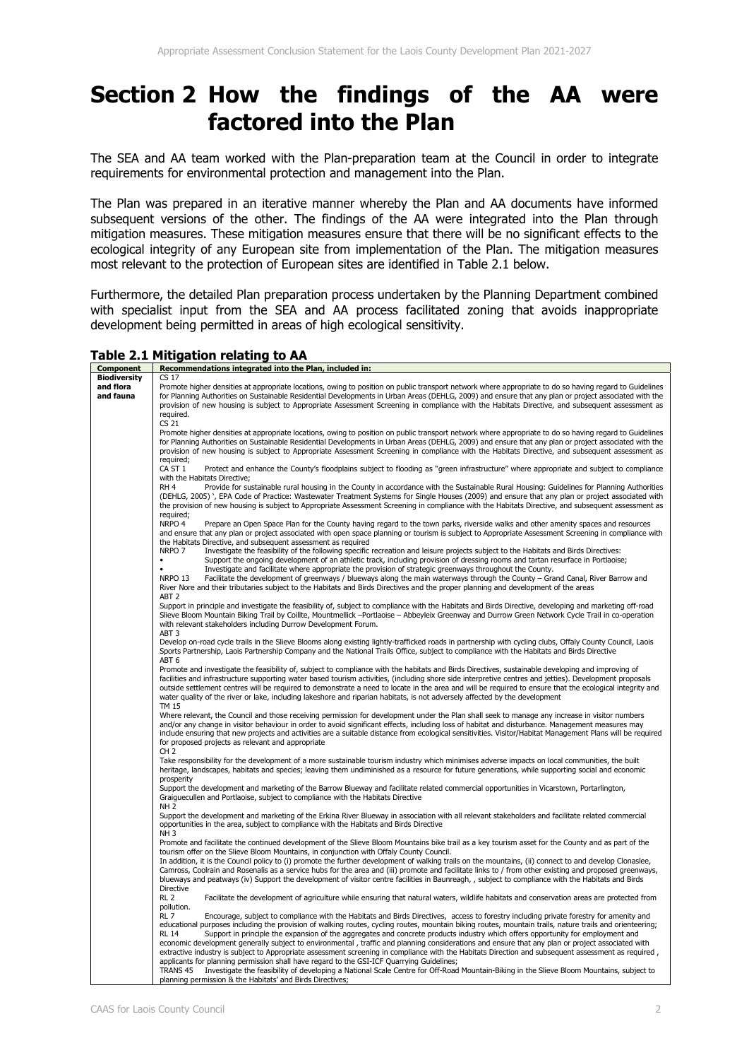# Section 2 How the findings of the AA were factored into the Plan

The SEA and AA team worked with the Plan-preparation team at the Council in order to integrate requirements for environmental protection and management into the Plan.

The Plan was prepared in an iterative manner whereby the Plan and AA documents have informed subsequent versions of the other. The findings of the AA were integrated into the Plan through mitigation measures. These mitigation measures ensure that there will be no significant effects to the ecological integrity of any European site from implementation of the Plan. The mitigation measures most relevant to the protection of European sites are identified in Table 2.1 below.

Furthermore, the detailed Plan preparation process undertaken by the Planning Department combined with specialist input from the SEA and AA process facilitated zoning that avoids inappropriate development being permitted in areas of high ecological sensitivity.

### Table 2.1 Mitigation relating to AA

| Component | Recommendations integrated into the Plan, included in: |
|---|---|
| **Biodiversity and flora and fauna** | CS 17<br>Promote higher densities at appropriate locations, owing to position on public transport network where appropriate to do so having regard to Guidelines for Planning Authorities on Sustainable Residential Developments in Urban Areas (DEHLG, 2009) and ensure that any plan or project associated with the provision of new housing is subject to Appropriate Assessment Screening in compliance with the Habitats Directive, and subsequent assessment as required.<br>CS 21<br>Promote higher densities at appropriate locations, owing to position on public transport network where appropriate to do so having regard to Guidelines for Planning Authorities on Sustainable Residential Developments in Urban Areas (DEHLG, 2009) and ensure that any plan or project associated with the provision of new housing is subject to Appropriate Assessment Screening in compliance with the Habitats Directive, and subsequent assessment as required;<br>CA ST 1 Protect and enhance the County's floodplains subject to flooding as "green infrastructure" where appropriate and subject to compliance with the Habitats Directive;<br>RH 4 Provide for sustainable rural housing in the County in accordance with the Sustainable Rural Housing: Guidelines for Planning Authorities (DEHLG, 2005) ', EPA Code of Practice: Wastewater Treatment Systems for Single Houses (2009) and ensure that any plan or project associated with the provision of new housing is subject to Appropriate Assessment Screening in compliance with the Habitats Directive, and subsequent assessment as required;<br>NRPO 4 Prepare an Open Space Plan for the County having regard to the town parks, riverside walks and other amenity spaces and resources and ensure that any plan or project associated with open space planning or tourism is subject to Appropriate Assessment Screening in compliance with the Habitats Directive, and subsequent assessment as required<br>NRPO 7 Investigate the feasibility of the following specific recreation and leisure projects subject to the Habitats and Birds Directives:<br>• Support the ongoing development of an athletic track, including provision of dressing rooms and tartan resurface in Portlaoise;<br>• Investigate and facilitate where appropriate the provision of strategic greenways throughout the County.<br>NRPO 13 Facilitate the development of greenways / blueways along the main waterways through the County – Grand Canal, River Barrow and River Nore and their tributaries subject to the Habitats and Birds Directives and the proper planning and development of the areas<br>ABT 2<br>Support in principle and investigate the feasibility of, subject to compliance with the Habitats and Birds Directive, developing and marketing off-road Slieve Bloom Mountain Biking Trail by Coillte, Mountmellick –Portlaoise – Abbeyleix Greenway and Durrow Green Network Cycle Trail in co-operation with relevant stakeholders including Durrow Development Forum.<br>ABT 3<br>Develop on-road cycle trails in the Slieve Blooms along existing lightly-trafficked roads in partnership with cycling clubs, Offaly County Council, Laois Sports Partnership, Laois Partnership Company and the National Trails Office, subject to compliance with the Habitats and Birds Directive<br>ABT 6<br>Promote and investigate the feasibility of, subject to compliance with the habitats and Birds Directives, sustainable developing and improving of facilities and infrastructure supporting water based tourism activities, (including shore side interpretive centres and jetties). Development proposals outside settlement centres will be required to demonstrate a need to locate in the area and will be required to ensure that the ecological integrity and water quality of the river or lake, including lakeshore and riparian habitats, is not adversely affected by the development<br>TM 15<br>Where relevant, the Council and those receiving permission for development under the Plan shall seek to manage any increase in visitor numbers and/or any change in visitor behaviour in order to avoid significant effects, including loss of habitat and disturbance. Management measures may include ensuring that new projects and activities are a suitable distance from ecological sensitivities. Visitor/Habitat Management Plans will be required for proposed projects as relevant and appropriate<br>CH 2<br>Take responsibility for the development of a more sustainable tourism industry which minimises adverse impacts on local communities, the built heritage, landscapes, habitats and species; leaving them undiminished as a resource for future generations, while supporting social and economic prosperity<br>Support the development and marketing of the Barrow Blueway and facilitate related commercial opportunities in Vicarstown, Portarlington, Graiguecullen and Portlaoise, subject to compliance with the Habitats Directive<br>NH 2<br>Support the development and marketing of the Erkina River Blueway in association with all relevant stakeholders and facilitate related commercial opportunities in the area, subject to compliance with the Habitats and Birds Directive<br>NH 3<br>Promote and facilitate the continued development of the Slieve Bloom Mountains bike trail as a key tourism asset for the County and as part of the tourism offer on the Slieve Bloom Mountains, in conjunction with Offaly County Council.<br>In addition, it is the Council policy to (i) promote the further development of walking trails on the mountains, (ii) connect to and develop Clonaslee, Camross, Coolrain and Rosenalis as a service hubs for the area and (iii) promote and facilitate links to / from other existing and proposed greenways, blueways and peatways (iv) Support the development of visitor centre facilities in Baunreagh, , subject to compliance with the Habitats and Birds Directive<br>RL 2 Facilitate the development of agriculture while ensuring that natural waters, wildlife habitats and conservation areas are protected from pollution.<br>RL 7 Encourage, subject to compliance with the Habitats and Birds Directives, access to forestry including private forestry for amenity and educational purposes including the provision of walking routes, cycling routes, mountain biking routes, mountain trails, nature trails and orienteering;<br>RL 14 Support in principle the expansion of the aggregates and concrete products industry which offers opportunity for employment and economic development generally subject to environmental , traffic and planning considerations and ensure that any plan or project associated with extractive industry is subject to Appropriate assessment screening in compliance with the Habitats Direction and subsequent assessment as required , applicants for planning permission shall have regard to the GSI-ICF Quarrying Guidelines;<br>TRANS 45 Investigate the feasibility of developing a National Scale Centre for Off-Road Mountain-Biking in the Slieve Bloom Mountains, subject to planning permission & the Habitats' and Birds Directives; |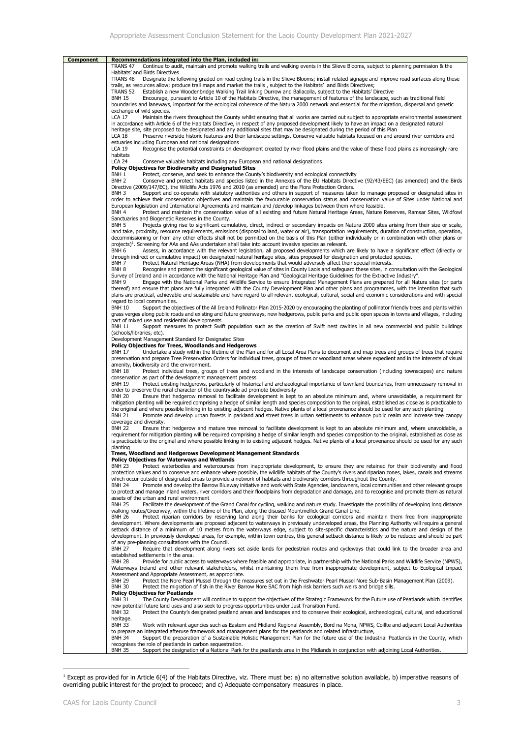| Component | Recommendations integrated into the Plan, included in: |
|---|---|
| | TRANS 47 Continue to audit, maintain and promote walking trails and walking events in the Slieve Blooms, subject to planning permission & the Habitats' and Birds Directives<br>TRANS 48 Designate the following graded on-road cycling trails in the Slieve Blooms; install related signage and improve road surfaces along these trails, as resources allow; produce trail maps and market the trails , subject to the Habitats' and Birds Directives;<br>TRANS 52 Establish a new Woodenbridge Walking Trail linking Durrow and Ballacolla, subject to the Habitats' Directive<br>BNH 15 Encourage, pursuant to Article 10 of the Habitats Directive, the management of features of the landscape, such as traditional field boundaries and laneways, important for the ecological coherence of the Natura 2000 network and essential for the migration, dispersal and genetic exchange of wild species.<br>LCA 17 Maintain the rivers throughout the County whilst ensuring that all works are carried out subject to appropriate environmental assessment in accordance with Article 6 of the Habitats Directive, in respect of any proposed development likely to have an impact on a designated natural heritage site, site proposed to be designated and any additional sites that may be designated during the period of this Plan<br>LCA 18 Preserve riverside historic features and their landscape settings. Conserve valuable habitats focused on and around river corridors and estuaries including European and national designations<br>LCA 19 Recognise the potential constraints on development created by river flood plains and the value of these flood plains as increasingly rare habitats<br>LCA 24 Conserve valuable habitats including any European and national designations<br>**Policy Objectives for Biodiversity and Designated Sites**<br>BNH 1 Protect, conserve, and seek to enhance the County's biodiversity and ecological connectivity<br>BNH 2 Conserve and protect habitats and species listed in the Annexes of the EU Habitats Directive (92/43/EEC) (as amended) and the Birds Directive (2009/147/EC), the Wildlife Acts 1976 and 2010 (as amended) and the Flora Protection Orders.<br>BNH 3 Support and co-operate with statutory authorities and others in support of measures taken to manage proposed or designated sites in order to achieve their conservation objectives and maintain the favourable conservation status and conservation value of Sites under National and European legislation and International Agreements and maintain and /develop linkages between them where feasible.<br>BNH 4 Protect and maintain the conservation value of all existing and future Natural Heritage Areas, Nature Reserves, Ramsar Sites, Wildfowl Sanctuaries and Biogenetic Reserves in the County.<br>BNH 5 Projects giving rise to significant cumulative, direct, indirect or secondary impacts on Natura 2000 sites arising from their size or scale, land take, proximity, resource requirements, emissions (disposal to land, water or air), transportation requirements, duration of construction, operation, decommissioning or from any other effects shall not be permitted on the basis of this Plan (either individually or in combination with other plans or projects)[1]. Screening for AAs and AAs undertaken shall take into account invasive species as relevant.<br>BNH 6 Assess, in accordance with the relevant legislation, all proposed developments which are likely to have a significant effect (directly or through indirect or cumulative impact) on designated natural heritage sites, sites proposed for designation and protected species.<br>BNH 7 Protect Natural Heritage Areas (NHA) from developments that would adversely affect their special interests.<br>BNH 8 Recognise and protect the significant geological value of sites in County Laois and safeguard these sites, in consultation with the Geological Survey of Ireland and in accordance with the National Heritage Plan and "Geological Heritage Guidelines for the Extractive Industry".<br>BNH 9 Engage with the National Parks and Wildlife Service to ensure Integrated Management Plans are prepared for all Natura sites (or parts thereof) and ensure that plans are fully integrated with the County Development Plan and other plans and programmes, with the intention that such plans are practical, achievable and sustainable and have regard to all relevant ecological, cultural, social and economic considerations and with special regard to local communities.<br>BNH 10 Support the objectives of the All Ireland Pollinator Plan 2015-2020 by encouraging the planting of pollinator friendly trees and plants within grass verges along public roads and existing and future greenways, new hedgerows, public parks and public open spaces in towns and villages, including part of mixed use and residential developments<br>BNH 11 Support measures to protect Swift population such as the creation of Swift nest cavities in all new commercial and public buildings (schools/libraries, etc).<br>Development Management Standard for Designated Sites<br>**Policy Objectives for Trees, Woodlands and Hedgerows**<br>BNH 17 Undertake a study within the lifetime of the Plan and for all Local Area Plans to document and map trees and groups of trees that require preservation and prepare Tree Preservation Orders for individual trees, groups of trees or woodland areas where expedient and in the interests of visual amenity, biodiversity and the environment.<br>BNH 18 Protect individual trees, groups of trees and woodland in the interests of landscape conservation (including townscapes) and nature conservation as part of the development management process<br>BNH 19 Protect existing hedgerows, particularly of historical and archaeological importance of townland boundaries, from unnecessary removal in order to preserve the rural character of the countryside ad promote biodiversity<br>BNH 20 Ensure that hedgerow removal to facilitate development is kept to an absolute minimum and, where unavoidable, a requirement for mitigation planting will be required comprising a hedge of similar length and species composition to the original, established as close as is practicable to the original and where possible linking in to existing adjacent hedges. Native plants of a local provenance should be used for any such planting<br>BNH 21 Promote and develop urban forests in parkland and street trees in urban settlements to enhance public realm and increase tree canopy coverage and diversity.<br>BNH 22 Ensure that hedgerow and mature tree removal to facilitate development is kept to an absolute minimum and, where unavoidable, a requirement for mitigation planting will be required comprising a hedge of similar length and species composition to the original, established as close as is practicable to the original and where possible linking in to existing adjacent hedges. Native plants of a local provenance should be used for any such planting<br>**Trees, Woodland and Hedgerows Development Management Standards**<br>**Policy Objectives for Waterways and Wetlands**<br>BNH 23 Protect waterbodies and watercourses from inappropriate development, to ensure they are retained for their biodiversity and flood protection values and to conserve and enhance where possible, the wildlife habitats of the County's rivers and riparian zones, lakes, canals and streams which occur outside of designated areas to provide a network of habitats and biodiversity corridors throughout the County.<br>BNH 24 Promote and develop the Barrow Blueway initiative and work with State Agencies, landowners, local communities and other relevant groups to protect and manage inland waters, river corridors and their floodplains from degradation and damage, and to recognise and promote them as natural assets of the urban and rural environment<br>BNH 25 Facilitate the development of the Grand Canal for cycling, walking and nature study. Investigate the possibility of developing long distance walking routes/Greenway, within the lifetime of the Plan, along the disused Mountmellick Grand Canal Line.<br>BNH 26 Protect riparian corridors by reserving land along their banks for ecological corridors and maintain them free from inappropriate development. Where developments are proposed adjacent to waterways in previously undeveloped areas, the Planning Authority will require a general setback distance of a minimum of 10 metres from the waterways edge, subject to site-specific characteristics and the nature and design of the development. In previously developed areas, for example, within town centres, this general setback distance is likely to be reduced and should be part of any pre-planning consultations with the Council.<br>BNH 27 Require that development along rivers set aside lands for pedestrian routes and cycleways that could link to the broader area and established settlements in the area.<br>BNH 28 Provide for public access to waterways where feasible and appropriate, in partnership with the National Parks and Wildlife Service (NPWS), Waterways Ireland and other relevant stakeholders, whilst maintaining them free from inappropriate development, subject to Ecological Impact Assessment and Appropriate Assessment, as appropriate.<br>BNH 29 Protect the Nore Pearl Mussel through the measures set out in the Freshwater Pearl Mussel Nore Sub-Basin Management Plan (2009).<br>BNH 30 Protect the migration of fish in the River Barrow Nore SAC from high risk barriers such weirs and bridge sills.<br>**Policy Objectives for Peatlands**<br>BNH 31 The County Development will continue to support the objectives of the Strategic Framework for the Future use of Peatlands which identifies new potential future land uses and also seek to progress opportunities under Just Transition Fund.<br>BNH 32 Protect the County's designated peatland areas and landscapes and to conserve their ecological, archaeological, cultural, and educational heritage.<br>BNH 33 Work with relevant agencies such as Eastern and Midland Regional Assembly, Bord na Mona, NPWS, Coillte and adjacent Local Authorities to prepare an integrated afteruse framework and management plans for the peatlands and related infrastructure,<br>BNH 34 Support the preparation of a Sustainable Holistic Management Plan for the future use of the Industrial Peatlands in the County, which recognises the role of peatlands in carbon sequestration.<br>BNH 35 Support the designation of a National Park for the peatlands area in the Midlands in conjunction with adjoining Local Authorities. |

[1] Except as provided for in Article 6(4) of the Habitats Directive, viz. There must be: a) no alternative solution available, b) imperative reasons of overriding public interest for the project to proceed; and c) Adequate compensatory measures in place.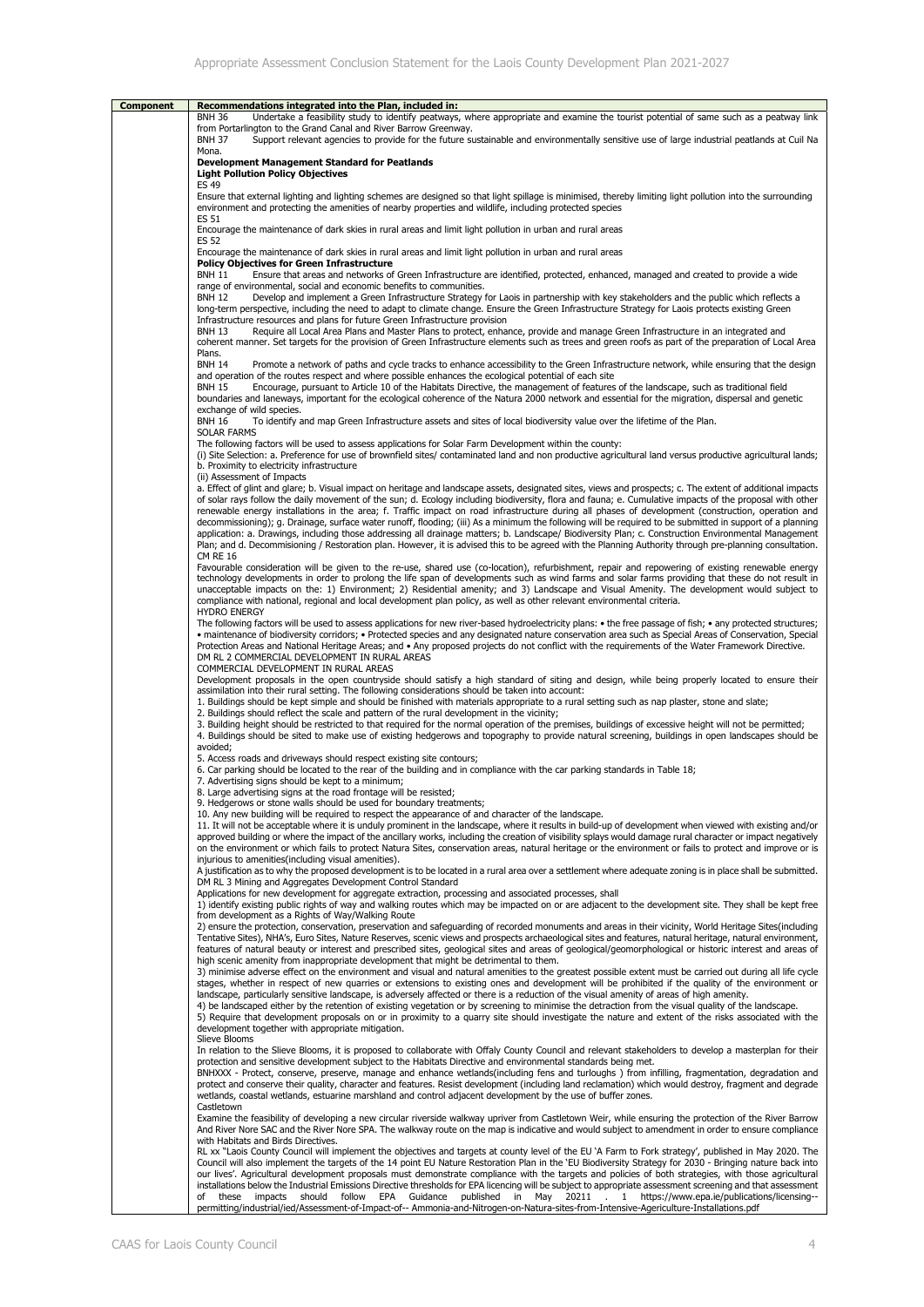| Component | Recommendations integrated into the Plan, included in: |
|---|---|
| | BNH 36 Undertake a feasibility study to identify peatways, where appropriate and examine the tourist potential of same such as a peatway link from Portarlington to the Grand Canal and River Barrow Greenway.<br>BNH 37 Support relevant agencies to provide for the future sustainable and environmentally sensitive use of large industrial peatlands at Cuil Na Mona.<br>**Development Management Standard for Peatlands**<br>**Light Pollution Policy Objectives**<br>ES 49<br>Ensure that external lighting and lighting schemes are designed so that light spillage is minimised, thereby limiting light pollution into the surrounding environment and protecting the amenities of nearby properties and wildlife, including protected species<br>ES 51<br>Encourage the maintenance of dark skies in rural areas and limit light pollution in urban and rural areas<br>ES 52<br>Encourage the maintenance of dark skies in rural areas and limit light pollution in urban and rural areas<br>**Policy Objectives for Green Infrastructure**<br>BNH 11 Ensure that areas and networks of Green Infrastructure are identified, protected, enhanced, managed and created to provide a wide range of environmental, social and economic benefits to communities.<br>BNH 12 Develop and implement a Green Infrastructure Strategy for Laois in partnership with key stakeholders and the public which reflects a long-term perspective, including the need to adapt to climate change. Ensure the Green Infrastructure Strategy for Laois protects existing Green Infrastructure resources and plans for future Green Infrastructure provision<br>BNH 13 Require all Local Area Plans and Master Plans to protect, enhance, provide and manage Green Infrastructure in an integrated and coherent manner. Set targets for the provision of Green Infrastructure elements such as trees and green roofs as part of the preparation of Local Area Plans.<br>BNH 14 Promote a network of paths and cycle tracks to enhance accessibility to the Green Infrastructure network, while ensuring that the design and operation of the routes respect and where possible enhances the ecological potential of each site<br>BNH 15 Encourage, pursuant to Article 10 of the Habitats Directive, the management of features of the landscape, such as traditional field boundaries and laneways, important for the ecological coherence of the Natura 2000 network and essential for the migration, dispersal and genetic exchange of wild species.<br>BNH 16 To identify and map Green Infrastructure assets and sites of local biodiversity value over the lifetime of the Plan.<br>SOLAR FARMS<br>The following factors will be used to assess applications for Solar Farm Development within the county:<br>(i) Site Selection: a. Preference for use of brownfield sites/ contaminated land and non productive agricultural land versus productive agricultural lands; b. Proximity to electricity infrastructure<br>(ii) Assessment of Impacts<br>a. Effect of glint and glare; b. Visual impact on heritage and landscape assets, designated sites, views and prospects; c. The extent of additional impacts of solar rays follow the daily movement of the sun; d. Ecology including biodiversity, flora and fauna; e. Cumulative impacts of the proposal with other renewable energy installations in the area; f. Traffic impact on road infrastructure during all phases of development (construction, operation and decommissioning); g. Drainage, surface water runoff, flooding; (iii) As a minimum the following will be required to be submitted in support of a planning application: a. Drawings, including those addressing all drainage matters; b. Landscape/ Biodiversity Plan; c. Construction Environmental Management Plan; and d. Decommisioning / Restoration plan. However, it is advised this to be agreed with the Planning Authority through pre-planning consultation.<br>CM RE 16<br>Favourable consideration will be given to the re-use, shared use (co-location), refurbishment, repair and repowering of existing renewable energy technology developments in order to prolong the life span of developments such as wind farms and solar farms providing that these do not result in unacceptable impacts on the: 1) Environment; 2) Residential amenity; and 3) Landscape and Visual Amenity. The development would subject to compliance with national, regional and local development plan policy, as well as other relevant environmental criteria.<br>HYDRO ENERGY<br>The following factors will be used to assess applications for new river-based hydroelectricity plans: • the free passage of fish; • any protected structures; • maintenance of biodiversity corridors; • Protected species and any designated nature conservation area such as Special Areas of Conservation, Special Protection Areas and National Heritage Areas; and • Any proposed projects do not conflict with the requirements of the Water Framework Directive.<br>DM RL 2 COMMERCIAL DEVELOPMENT IN RURAL AREAS<br>COMMERCIAL DEVELOPMENT IN RURAL AREAS<br>Development proposals in the open countryside should satisfy a high standard of siting and design, while being properly located to ensure their assimilation into their rural setting. The following considerations should be taken into account:<br>1. Buildings should be kept simple and should be finished with materials appropriate to a rural setting such as nap plaster, stone and slate;<br>2. Buildings should reflect the scale and pattern of the rural development in the vicinity;<br>3. Building height should be restricted to that required for the normal operation of the premises, buildings of excessive height will not be permitted;<br>4. Buildings should be sited to make use of existing hedgerows and topography to provide natural screening, buildings in open landscapes should be avoided;<br>5. Access roads and driveways should respect existing site contours;<br>6. Car parking should be located to the rear of the building and in compliance with the car parking standards in Table 18;<br>7. Advertising signs should be kept to a minimum;<br>8. Large advertising signs at the road frontage will be resisted;<br>9. Hedgerows or stone walls should be used for boundary treatments;<br>10. Any new building will be required to respect the appearance of and character of the landscape.<br>11. It will not be acceptable where it is unduly prominent in the landscape, where it results in build-up of development when viewed with existing and/or approved building or where the impact of the ancillary works, including the creation of visibility splays would damage rural character or impact negatively on the environment or which fails to protect Natura Sites, conservation areas, natural heritage or the environment or fails to protect and improve or is injurious to amenities(including visual amenities).<br>A justification as to why the proposed development is to be located in a rural area over a settlement where adequate zoning is in place shall be submitted.<br>DM RL 3 Mining and Aggregates Development Control Standard<br>Applications for new development for aggregate extraction, processing and associated processes, shall<br>1) identify existing public rights of way and walking routes which may be impacted on or are adjacent to the development site. They shall be kept free from development as a Rights of Way/Walking Route<br>2) ensure the protection, conservation, preservation and safeguarding of recorded monuments and areas in their vicinity, World Heritage Sites(including Tentative Sites), NHA's, Euro Sites, Nature Reserves, scenic views and prospects archaeological sites and features, natural heritage, natural environment, features of natural beauty or interest and prescribed sites, geological sites and areas of geological/geomorphological or historic interest and areas of high scenic amenity from inappropriate development that might be detrimental to them.<br>3) minimise adverse effect on the environment and visual and natural amenities to the greatest possible extent must be carried out during all life cycle stages, whether in respect of new quarries or extensions to existing ones and development will be prohibited if the quality of the environment or landscape, particularly sensitive landscape, is adversely affected or there is a reduction of the visual amenity of areas of high amenity.<br>4) be landscaped either by the retention of existing vegetation or by screening to minimise the detraction from the visual quality of the landscape.<br>5) Require that development proposals on or in proximity to a quarry site should investigate the nature and extent of the risks associated with the development together with appropriate mitigation.<br>Slieve Blooms<br>In relation to the Slieve Blooms, it is proposed to collaborate with Offaly County Council and relevant stakeholders to develop a masterplan for their protection and sensitive development subject to the Habitats Directive and environmental standards being met.<br>BNHXXX - Protect, conserve, preserve, manage and enhance wetlands(including fens and turloughs ) from infilling, fragmentation, degradation and protect and conserve their quality, character and features. Resist development (including land reclamation) which would destroy, fragment and degrade wetlands, coastal wetlands, estuarine marshland and control adjacent development by the use of buffer zones.<br>Castletown<br>Examine the feasibility of developing a new circular riverside walkway upriver from Castletown Weir, while ensuring the protection of the River Barrow And River Nore SAC and the River Nore SPA. The walkway route on the map is indicative and would subject to amendment in order to ensure compliance with Habitats and Birds Directives.<br>RL xx "Laois County Council will implement the objectives and targets at county level of the EU 'A Farm to Fork strategy', published in May 2020. The Council will also implement the targets of the 14 point EU Nature Restoration Plan in the 'EU Biodiversity Strategy for 2030 - Bringing nature back into our lives'. Agricultural development proposals must demonstrate compliance with the targets and policies of both strategies, with those agricultural installations below the Industrial Emissions Directive thresholds for EPA licencing will be subject to appropriate assessment screening and that assessment of these impacts should follow EPA Guidance published in May 20211 . 1 https://www.epa.ie/publications/licensing--permitting/industrial/ied/Assessment-of-Impact-of-- Ammonia-and-Nitrogen-on-Natura-sites-from-Intensive-Agericulture-Installations.pdf |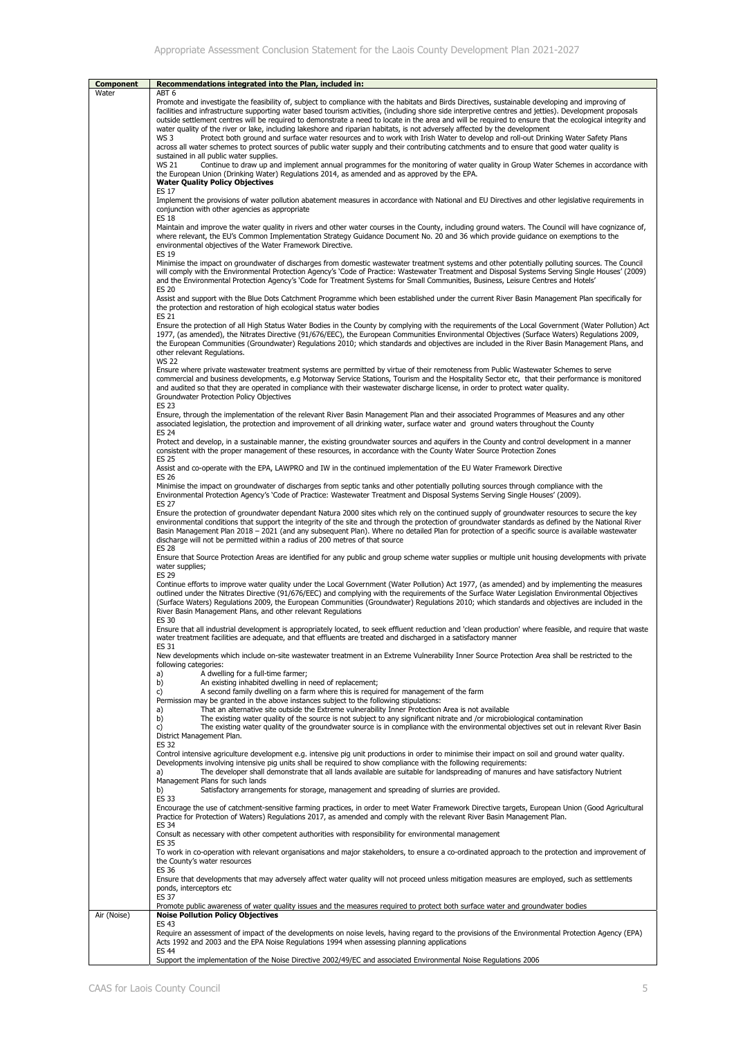| Component | Recommendations integrated into the Plan, included in: |
|---|---|
| Water | ABT 6<br>Promote and investigate the feasibility of, subject to compliance with the habitats and Birds Directives, sustainable developing and improving of facilities and infrastructure supporting water based tourism activities, (including shore side interpretive centres and jetties). Development proposals outside settlement centres will be required to demonstrate a need to locate in the area and will be required to ensure that the ecological integrity and water quality of the river or lake, including lakeshore and riparian habitats, is not adversely affected by the development<br>WS 3 Protect both ground and surface water resources and to work with Irish Water to develop and roll-out Drinking Water Safety Plans across all water schemes to protect sources of public water supply and their contributing catchments and to ensure that good water quality is sustained in all public water supplies.<br>WS 21 Continue to draw up and implement annual programmes for the monitoring of water quality in Group Water Schemes in accordance with the European Union (Drinking Water) Regulations 2014, as amended and as approved by the EPA.<br>**Water Quality Policy Objectives**<br>ES 17<br>Implement the provisions of water pollution abatement measures in accordance with National and EU Directives and other legislative requirements in conjunction with other agencies as appropriate<br>ES 18<br>Maintain and improve the water quality in rivers and other water courses in the County, including ground waters. The Council will have cognizance of, where relevant, the EU's Common Implementation Strategy Guidance Document No. 20 and 36 which provide guidance on exemptions to the environmental objectives of the Water Framework Directive.<br>ES 19<br>Minimise the impact on groundwater of discharges from domestic wastewater treatment systems and other potentially polluting sources. The Council will comply with the Environmental Protection Agency's 'Code of Practice: Wastewater Treatment and Disposal Systems Serving Single Houses' (2009) and the Environmental Protection Agency's 'Code for Treatment Systems for Small Communities, Business, Leisure Centres and Hotels'<br>ES 20<br>Assist and support with the Blue Dots Catchment Programme which been established under the current River Basin Management Plan specifically for the protection and restoration of high ecological status water bodies<br>ES 21<br>Ensure the protection of all High Status Water Bodies in the County by complying with the requirements of the Local Government (Water Pollution) Act 1977, (as amended), the Nitrates Directive (91/676/EEC), the European Communities Environmental Objectives (Surface Waters) Regulations 2009, the European Communities (Groundwater) Regulations 2010; which standards and objectives are included in the River Basin Management Plans, and other relevant Regulations.<br>WS 22<br>Ensure where private wastewater treatment systems are permitted by virtue of their remoteness from Public Wastewater Schemes to serve commercial and business developments, e.g Motorway Service Stations, Tourism and the Hospitality Sector etc, that their performance is monitored and audited so that they are operated in compliance with their wastewater discharge license, in order to protect water quality.<br>Groundwater Protection Policy Objectives<br>ES 23<br>Ensure, through the implementation of the relevant River Basin Management Plan and their associated Programmes of Measures and any other associated legislation, the protection and improvement of all drinking water, surface water and ground waters throughout the County<br>ES 24<br>Protect and develop, in a sustainable manner, the existing groundwater sources and aquifers in the County and control development in a manner consistent with the proper management of these resources, in accordance with the County Water Source Protection Zones<br>ES 25<br>Assist and co-operate with the EPA, LAWPRO and IW in the continued implementation of the EU Water Framework Directive<br>ES 26<br>Minimise the impact on groundwater of discharges from septic tanks and other potentially polluting sources through compliance with the Environmental Protection Agency's 'Code of Practice: Wastewater Treatment and Disposal Systems Serving Single Houses' (2009).<br>ES 27<br>Ensure the protection of groundwater dependant Natura 2000 sites which rely on the continued supply of groundwater resources to secure the key environmental conditions that support the integrity of the site and through the protection of groundwater standards as defined by the National River Basin Management Plan 2018 – 2021 (and any subsequent Plan). Where no detailed Plan for protection of a specific source is available wastewater discharge will not be permitted within a radius of 200 metres of that source<br>ES 28<br>Ensure that Source Protection Areas are identified for any public and group scheme water supplies or multiple unit housing developments with private water supplies;<br>ES 29<br>Continue efforts to improve water quality under the Local Government (Water Pollution) Act 1977, (as amended) and by implementing the measures outlined under the Nitrates Directive (91/676/EEC) and complying with the requirements of the Surface Water Legislation Environmental Objectives (Surface Waters) Regulations 2009, the European Communities (Groundwater) Regulations 2010; which standards and objectives are included in the River Basin Management Plans, and other relevant Regulations<br>ES 30<br>Ensure that all industrial development is appropriately located, to seek effluent reduction and 'clean production' where feasible, and require that waste water treatment facilities are adequate, and that effluents are treated and discharged in a satisfactory manner<br>ES 31<br>New developments which include on-site wastewater treatment in an Extreme Vulnerability Inner Source Protection Area shall be restricted to the following categories:<br>a) A dwelling for a full-time farmer;<br>b) An existing inhabited dwelling in need of replacement;<br>c) A second family dwelling on a farm where this is required for management of the farm<br>Permission may be granted in the above instances subject to the following stipulations:<br>a) That an alternative site outside the Extreme vulnerability Inner Protection Area is not available<br>b) The existing water quality of the source is not subject to any significant nitrate and /or microbiological contamination<br>c) The existing water quality of the groundwater source is in compliance with the environmental objectives set out in relevant River Basin District Management Plan.<br>ES 32<br>Control intensive agriculture development e.g. intensive pig unit productions in order to minimise their impact on soil and ground water quality. Developments involving intensive pig units shall be required to show compliance with the following requirements:<br>a) The developer shall demonstrate that all lands available are suitable for landspreading of manures and have satisfactory Nutrient Management Plans for such lands<br>b) Satisfactory arrangements for storage, management and spreading of slurries are provided.<br>ES 33<br>Encourage the use of catchment-sensitive farming practices, in order to meet Water Framework Directive targets, European Union (Good Agricultural Practice for Protection of Waters) Regulations 2017, as amended and comply with the relevant River Basin Management Plan.<br>ES 34<br>Consult as necessary with other competent authorities with responsibility for environmental management<br>ES 35<br>To work in co-operation with relevant organisations and major stakeholders, to ensure a co-ordinated approach to the protection and improvement of the County's water resources<br>ES 36<br>Ensure that developments that may adversely affect water quality will not proceed unless mitigation measures are employed, such as settlements ponds, interceptors etc<br>ES 37<br>Promote public awareness of water quality issues and the measures required to protect both surface water and groundwater bodies |
| Air (Noise) | **Noise Pollution Policy Objectives**<br>ES 43<br>Require an assessment of impact of the developments on noise levels, having regard to the provisions of the Environmental Protection Agency (EPA) Acts 1992 and 2003 and the EPA Noise Regulations 1994 when assessing planning applications<br>ES 44<br>Support the implementation of the Noise Directive 2002/49/EC and associated Environmental Noise Regulations 2006 |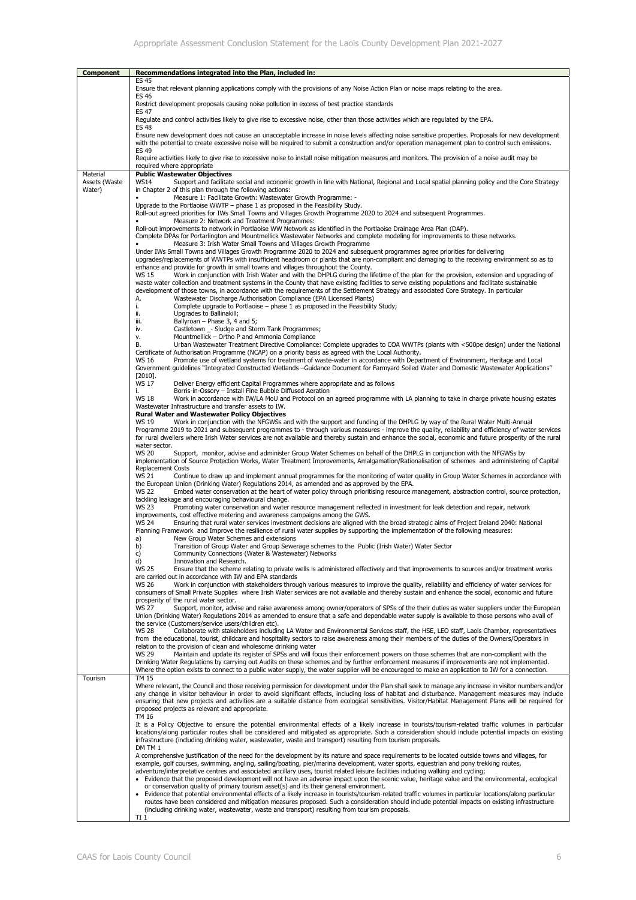| Component | Recommendations integrated into the Plan, included in: |
|---|---|
| | ES 45<br>Ensure that relevant planning applications comply with the provisions of any Noise Action Plan or noise maps relating to the area.<br>ES 46<br>Restrict development proposals causing noise pollution in excess of best practice standards<br>ES 47<br>Regulate and control activities likely to give rise to excessive noise, other than those activities which are regulated by the EPA.<br>ES 48<br>Ensure new development does not cause an unacceptable increase in noise levels affecting noise sensitive properties. Proposals for new development with the potential to create excessive noise will be required to submit a construction and/or operation management plan to control such emissions.<br>ES 49<br>Require activities likely to give rise to excessive noise to install noise mitigation measures and monitors. The provision of a noise audit may be required where appropriate |
| Material Assets (Waste Water) | **Public Wastewater Objectives**<br>WS14 Support and facilitate social and economic growth in line with National, Regional and Local spatial planning policy and the Core Strategy in Chapter 2 of this plan through the following actions:<br>• Measure 1: Facilitate Growth: Wastewater Growth Programme: -<br>Upgrade to the Portlaoise WWTP – phase 1 as proposed in the Feasibility Study.<br>Roll-out agreed priorities for IWs Small Towns and Villages Growth Programme 2020 to 2024 and subsequent Programmes.<br>• Measure 2: Network and Treatment Programmes:<br>Roll-out improvements to network in Portlaoise WW Network as identified in the Portlaoise Drainage Area Plan (DAP).<br>Complete DPAs for Portarlington and Mountmellick Wastewater Networks and complete modeling for improvements to these networks.<br>• Measure 3: Irish Water Small Towns and Villages Growth Programme<br>Under IWs Small Towns and Villages Growth Programme 2020 to 2024 and subsequent programmes agree priorities for delivering upgrades/replacements of WWTPs with insufficient headroom or plants that are non-compliant and damaging to the receiving environment so as to enhance and provide for growth in small towns and villages throughout the County.<br>WS 15 Work in conjunction with Irish Water and with the DHPLG during the lifetime of the plan for the provision, extension and upgrading of waste water collection and treatment systems in the County that have existing facilities to serve existing populations and facilitate sustainable development of those towns, in accordance with the requirements of the Settlement Strategy and associated Core Strategy. In particular<br>A. Wastewater Discharge Authorisation Compliance (EPA Licensed Plants)<br>i. Complete upgrade to Portlaoise – phase 1 as proposed in the Feasibility Study;<br>ii. Upgrades to Ballinakill;<br>iii. Ballyroan – Phase 3, 4 and 5;<br>iv. Castletown _- Sludge and Storm Tank Programmes;<br>v. Mountmellick – Ortho P and Ammonia Compliance<br>B. Urban Wastewater Treatment Directive Compliance: Complete upgrades to COA WWTPs (plants with <500pe design) under the National Certificate of Authorisation Programme (NCAP) on a priority basis as agreed with the Local Authority.<br>WS 16 Promote use of wetland systems for treatment of waste-water in accordance with Department of Environment, Heritage and Local Government guidelines "Integrated Constructed Wetlands –Guidance Document for Farmyard Soiled Water and Domestic Wastewater Applications" [2010].<br>WS 17 Deliver Energy efficient Capital Programmes where appropriate and as follows<br>i. Borris-in-Ossory – Install Fine Bubble Diffused Aeration<br>WS 18 Work in accordance with IW/LA MoU and Protocol on an agreed programme with LA planning to take in charge private housing estates Wastewater Infrastructure and transfer assets to IW.<br>**Rural Water and Wastewater Policy Objectives**<br>WS 19 Work in conjunction with the NFGWSs and with the support and funding of the DHPLG by way of the Rural Water Multi-Annual Programme 2019 to 2021 and subsequent programmes to - through various measures - improve the quality, reliability and efficiency of water services for rural dwellers where Irish Water services are not available and thereby sustain and enhance the social, economic and future prosperity of the rural water sector.<br>WS 20 Support, monitor, advise and administer Group Water Schemes on behalf of the DHPLG in conjunction with the NFGWSs by implementation of Source Protection Works, Water Treatment Improvements, Amalgamation/Rationalisation of schemes and administering of Capital Replacement Costs<br>WS 21 Continue to draw up and implement annual programmes for the monitoring of water quality in Group Water Schemes in accordance with the European Union (Drinking Water) Regulations 2014, as amended and as approved by the EPA.<br>WS 22 Embed water conservation at the heart of water policy through prioritising resource management, abstraction control, source protection, tackling leakage and encouraging behavioural change.<br>WS 23 Promoting water conservation and water resource management reflected in investment for leak detection and repair, network improvements, cost effective metering and awareness campaigns among the GWS.<br>WS 24 Ensuring that rural water services investment decisions are aligned with the broad strategic aims of Project Ireland 2040: National Planning Framework and Improve the resilience of rural water supplies by supporting the implementation of the following measures:<br>a) New Group Water Schemes and extensions<br>b) Transition of Group Water and Group Sewerage schemes to the Public (Irish Water) Water Sector<br>c) Community Connections (Water & Wastewater) Networks<br>d) Innovation and Research.<br>WS 25 Ensure that the scheme relating to private wells is administered effectively and that improvements to sources and/or treatment works are carried out in accordance with IW and EPA standards<br>WS 26 Work in conjunction with stakeholders through various measures to improve the quality, reliability and efficiency of water services for consumers of Small Private Supplies where Irish Water services are not available and thereby sustain and enhance the social, economic and future prosperity of the rural water sector.<br>WS 27 Support, monitor, advise and raise awareness among owner/operators of SPSs of the their duties as water suppliers under the European Union (Drinking Water) Regulations 2014 as amended to ensure that a safe and dependable water supply is available to those persons who avail of the service (Customers/service users/children etc).<br>WS 28 Collaborate with stakeholders including LA Water and Environmental Services staff, the HSE, LEO staff, Laois Chamber, representatives from the educational, tourist, childcare and hospitality sectors to raise awareness among their members of the duties of the Owners/Operators in relation to the provision of clean and wholesome drinking water<br>WS 29 Maintain and update its register of SPSs and will focus their enforcement powers on those schemes that are non-compliant with the Drinking Water Regulations by carrying out Audits on these schemes and by further enforcement measures if improvements are not implemented. Where the option exists to connect to a public water supply, the water supplier will be encouraged to make an application to IW for a connection. |
| Tourism | TM 15<br>Where relevant, the Council and those receiving permission for development under the Plan shall seek to manage any increase in visitor numbers and/or any change in visitor behaviour in order to avoid significant effects, including loss of habitat and disturbance. Management measures may include ensuring that new projects and activities are a suitable distance from ecological sensitivities. Visitor/Habitat Management Plans will be required for proposed projects as relevant and appropriate.<br>TM 16<br>It is a Policy Objective to ensure the potential environmental effects of a likely increase in tourists/tourism-related traffic volumes in particular locations/along particular routes shall be considered and mitigated as appropriate. Such a consideration should include potential impacts on existing infrastructure (including drinking water, wastewater, waste and transport) resulting from tourism proposals.<br>DM TM 1<br>A comprehensive justification of the need for the development by its nature and space requirements to be located outside towns and villages, for example, golf courses, swimming, angling, sailing/boating, pier/marina development, water sports, equestrian and pony trekking routes, adventure/interpretative centres and associated ancillary uses, tourist related leisure facilities including walking and cycling;<br>• Evidence that the proposed development will not have an adverse impact upon the scenic value, heritage value and the environmental, ecological or conservation quality of primary tourism asset(s) and its their general environment.<br>• Evidence that potential environmental effects of a likely increase in tourists/tourism-related traffic volumes in particular locations/along particular routes have been considered and mitigation measures proposed. Such a consideration should include potential impacts on existing infrastructure (including drinking water, wastewater, waste and transport) resulting from tourism proposals.<br>TI 1 |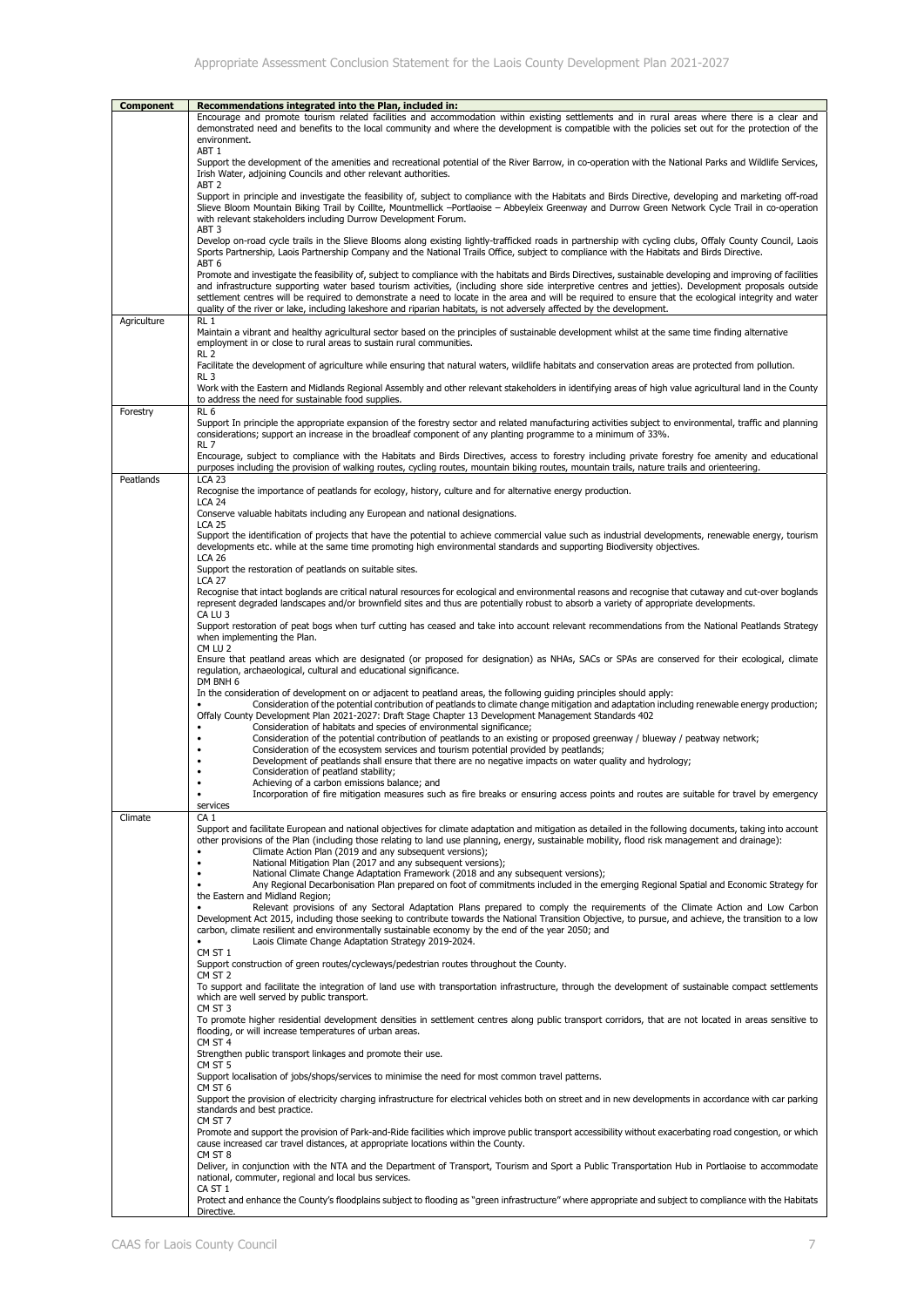| Component | Recommendations integrated into the Plan, included in: |
|---|---|
| | Encourage and promote tourism related facilities and accommodation within existing settlements and in rural areas where there is a clear and demonstrated need and benefits to the local community and where the development is compatible with the policies set out for the protection of the environment.<br>ABT 1<br>Support the development of the amenities and recreational potential of the River Barrow, in co-operation with the National Parks and Wildlife Services, Irish Water, adjoining Councils and other relevant authorities.<br>ABT 2<br>Support in principle and investigate the feasibility of, subject to compliance with the Habitats and Birds Directive, developing and marketing off-road Slieve Bloom Mountain Biking Trail by Coillte, Mountmellick –Portlaoise – Abbeyleix Greenway and Durrow Green Network Cycle Trail in co-operation with relevant stakeholders including Durrow Development Forum.<br>ABT 3<br>Develop on-road cycle trails in the Slieve Blooms along existing lightly-trafficked roads in partnership with cycling clubs, Offaly County Council, Laois Sports Partnership, Laois Partnership Company and the National Trails Office, subject to compliance with the Habitats and Birds Directive.<br>ABT 6<br>Promote and investigate the feasibility of, subject to compliance with the habitats and Birds Directives, sustainable developing and improving of facilities and infrastructure supporting water based tourism activities, (including shore side interpretive centres and jetties). Development proposals outside settlement centres will be required to demonstrate a need to locate in the area and will be required to ensure that the ecological integrity and water quality of the river or lake, including lakeshore and riparian habitats, is not adversely affected by the development. |
| Agriculture | RL 1<br>Maintain a vibrant and healthy agricultural sector based on the principles of sustainable development whilst at the same time finding alternative employment in or close to rural areas to sustain rural communities.<br>RL 2<br>Facilitate the development of agriculture while ensuring that natural waters, wildlife habitats and conservation areas are protected from pollution.<br>RL 3<br>Work with the Eastern and Midlands Regional Assembly and other relevant stakeholders in identifying areas of high value agricultural land in the County to address the need for sustainable food supplies. |
| Forestry | RL 6<br>Support In principle the appropriate expansion of the forestry sector and related manufacturing activities subject to environmental, traffic and planning considerations; support an increase in the broadleaf component of any planting programme to a minimum of 33%.<br>RL 7<br>Encourage, subject to compliance with the Habitats and Birds Directives, access to forestry including private forestry foe amenity and educational purposes including the provision of walking routes, cycling routes, mountain biking routes, mountain trails, nature trails and orienteering. |
| Peatlands | LCA 23<br>Recognise the importance of peatlands for ecology, history, culture and for alternative energy production.<br>LCA 24<br>Conserve valuable habitats including any European and national designations.<br>LCA 25<br>Support the identification of projects that have the potential to achieve commercial value such as industrial developments, renewable energy, tourism developments etc. while at the same time promoting high environmental standards and supporting Biodiversity objectives.<br>LCA 26<br>Support the restoration of peatlands on suitable sites.<br>LCA 27<br>Recognise that intact boglands are critical natural resources for ecological and environmental reasons and recognise that cutaway and cut-over boglands represent degraded landscapes and/or brownfield sites and thus are potentially robust to absorb a variety of appropriate developments.<br>CA LU 3<br>Support restoration of peat bogs when turf cutting has ceased and take into account relevant recommendations from the National Peatlands Strategy when implementing the Plan.<br>CM LU 2<br>Ensure that peatland areas which are designated (or proposed for designation) as NHAs, SACs or SPAs are conserved for their ecological, climate regulation, archaeological, cultural and educational significance.<br>DM BNH 6<br>In the consideration of development on or adjacent to peatland areas, the following guiding principles should apply:<br>• Consideration of the potential contribution of peatlands to climate change mitigation and adaptation including renewable energy production;<br>Offaly County Development Plan 2021-2027: Draft Stage Chapter 13 Development Management Standards 402<br>• Consideration of habitats and species of environmental significance;<br>• Consideration of the potential contribution of peatlands to an existing or proposed greenway / blueway / peatway network;<br>• Consideration of the ecosystem services and tourism potential provided by peatlands;<br>• Development of peatlands shall ensure that there are no negative impacts on water quality and hydrology;<br>• Consideration of peatland stability;<br>• Achieving of a carbon emissions balance; and<br>• Incorporation of fire mitigation measures such as fire breaks or ensuring access points and routes are suitable for travel by emergency services |
| Climate | CA 1<br>Support and facilitate European and national objectives for climate adaptation and mitigation as detailed in the following documents, taking into account other provisions of the Plan (including those relating to land use planning, energy, sustainable mobility, flood risk management and drainage):<br>• Climate Action Plan (2019 and any subsequent versions);<br>• National Mitigation Plan (2017 and any subsequent versions);<br>• National Climate Change Adaptation Framework (2018 and any subsequent versions);<br>• Any Regional Decarbonisation Plan prepared on foot of commitments included in the emerging Regional Spatial and Economic Strategy for the Eastern and Midland Region;<br>• Relevant provisions of any Sectoral Adaptation Plans prepared to comply the requirements of the Climate Action and Low Carbon Development Act 2015, including those seeking to contribute towards the National Transition Objective, to pursue, and achieve, the transition to a low carbon, climate resilient and environmentally sustainable economy by the end of the year 2050; and<br>• Laois Climate Change Adaptation Strategy 2019-2024.<br>CM ST 1<br>Support construction of green routes/cycleways/pedestrian routes throughout the County.<br>CM ST 2<br>To support and facilitate the integration of land use with transportation infrastructure, through the development of sustainable compact settlements which are well served by public transport.<br>CM ST 3<br>To promote higher residential development densities in settlement centres along public transport corridors, that are not located in areas sensitive to flooding, or will increase temperatures of urban areas.<br>CM ST 4<br>Strengthen public transport linkages and promote their use.<br>CM ST 5<br>Support localisation of jobs/shops/services to minimise the need for most common travel patterns.<br>CM ST 6<br>Support the provision of electricity charging infrastructure for electrical vehicles both on street and in new developments in accordance with car parking standards and best practice.<br>CM ST 7<br>Promote and support the provision of Park-and-Ride facilities which improve public transport accessibility without exacerbating road congestion, or which cause increased car travel distances, at appropriate locations within the County.<br>CM ST 8<br>Deliver, in conjunction with the NTA and the Department of Transport, Tourism and Sport a Public Transportation Hub in Portlaoise to accommodate national, commuter, regional and local bus services.<br>CA ST 1<br>Protect and enhance the County's floodplains subject to flooding as "green infrastructure" where appropriate and subject to compliance with the Habitats Directive. |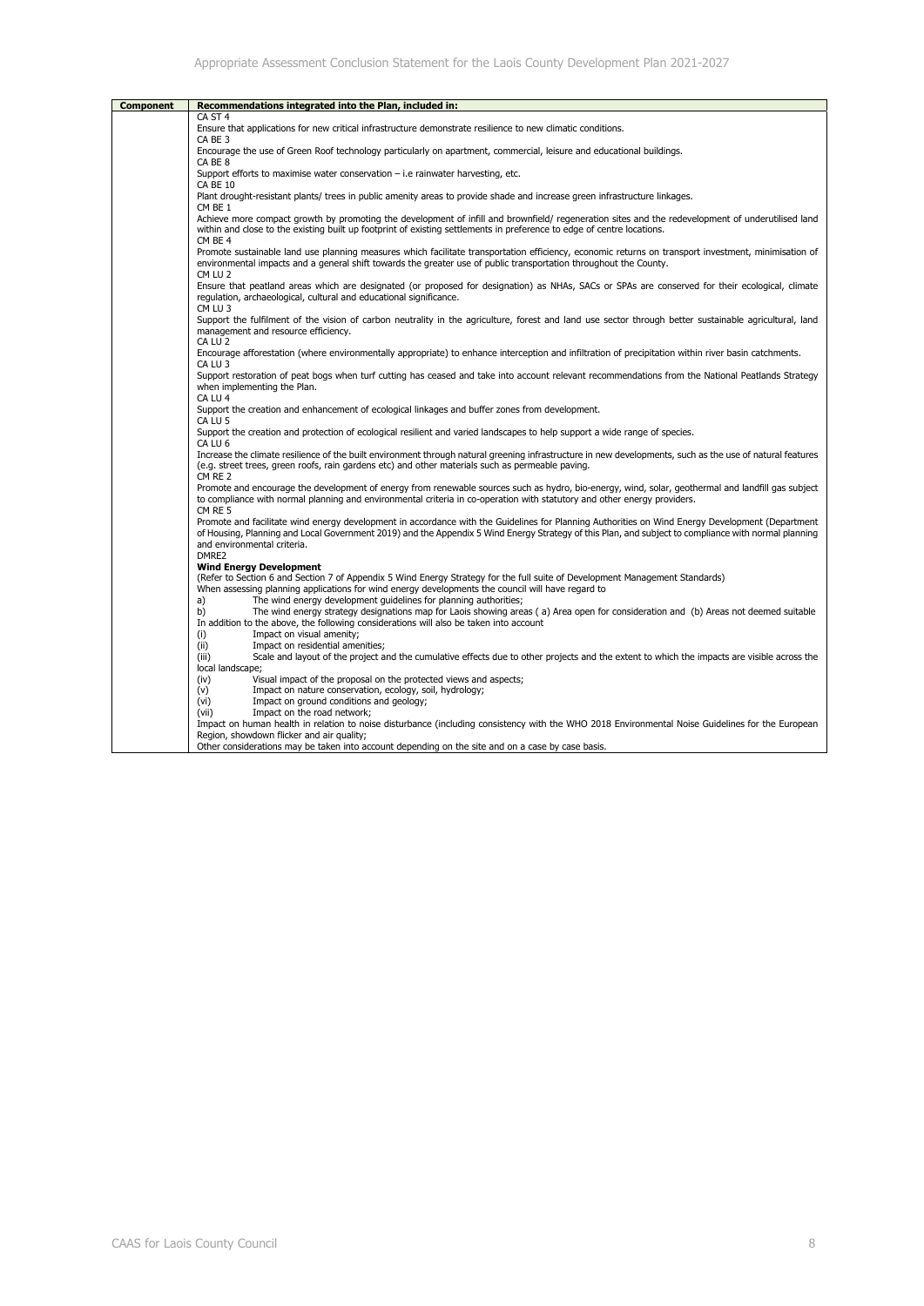| Component | Recommendations integrated into the Plan, included in: |
|---|---|
| | CA ST 4<br>Ensure that applications for new critical infrastructure demonstrate resilience to new climatic conditions.<br>CA BE 3<br>Encourage the use of Green Roof technology particularly on apartment, commercial, leisure and educational buildings.<br>CA BE 8<br>Support efforts to maximise water conservation – i.e rainwater harvesting, etc.<br>CA BE 10<br>Plant drought-resistant plants/ trees in public amenity areas to provide shade and increase green infrastructure linkages.<br>CM BE 1<br>Achieve more compact growth by promoting the development of infill and brownfield/ regeneration sites and the redevelopment of underutilised land within and close to the existing built up footprint of existing settlements in preference to edge of centre locations.<br>CM BE 4<br>Promote sustainable land use planning measures which facilitate transportation efficiency, economic returns on transport investment, minimisation of environmental impacts and a general shift towards the greater use of public transportation throughout the County.<br>CM LU 2<br>Ensure that peatland areas which are designated (or proposed for designation) as NHAs, SACs or SPAs are conserved for their ecological, climate regulation, archaeological, cultural and educational significance.<br>CM LU 3<br>Support the fulfilment of the vision of carbon neutrality in the agriculture, forest and land use sector through better sustainable agricultural, land management and resource efficiency.<br>CA LU 2<br>Encourage afforestation (where environmentally appropriate) to enhance interception and infiltration of precipitation within river basin catchments.<br>CA LU 3<br>Support restoration of peat bogs when turf cutting has ceased and take into account relevant recommendations from the National Peatlands Strategy when implementing the Plan.<br>CA LU 4<br>Support the creation and enhancement of ecological linkages and buffer zones from development.<br>CA LU 5<br>Support the creation and protection of ecological resilient and varied landscapes to help support a wide range of species.<br>CA LU 6<br>Increase the climate resilience of the built environment through natural greening infrastructure in new developments, such as the use of natural features (e.g. street trees, green roofs, rain gardens etc) and other materials such as permeable paving.<br>CM RE 2<br>Promote and encourage the development of energy from renewable sources such as hydro, bio-energy, wind, solar, geothermal and landfill gas subject to compliance with normal planning and environmental criteria in co-operation with statutory and other energy providers.<br>CM RE 5<br>Promote and facilitate wind energy development in accordance with the Guidelines for Planning Authorities on Wind Energy Development (Department of Housing, Planning and Local Government 2019) and the Appendix 5 Wind Energy Strategy of this Plan, and subject to compliance with normal planning and environmental criteria.<br>DMRE2<br>**Wind Energy Development**<br>(Refer to Section 6 and Section 7 of Appendix 5 Wind Energy Strategy for the full suite of Development Management Standards)<br>When assessing planning applications for wind energy developments the council will have regard to<br>a) The wind energy development guidelines for planning authorities;<br>b) The wind energy strategy designations map for Laois showing areas ( a) Area open for consideration and (b) Areas not deemed suitable<br>In addition to the above, the following considerations will also be taken into account<br>(i) Impact on visual amenity;<br>(ii) Impact on residential amenities;<br>(iii) Scale and layout of the project and the cumulative effects due to other projects and the extent to which the impacts are visible across the local landscape;<br>(iv) Visual impact of the proposal on the protected views and aspects;<br>(v) Impact on nature conservation, ecology, soil, hydrology;<br>(vi) Impact on ground conditions and geology;<br>(vii) Impact on the road network;<br>Impact on human health in relation to noise disturbance (including consistency with the WHO 2018 Environmental Noise Guidelines for the European Region, showdown flicker and air quality;<br>Other considerations may be taken into account depending on the site and on a case by case basis. |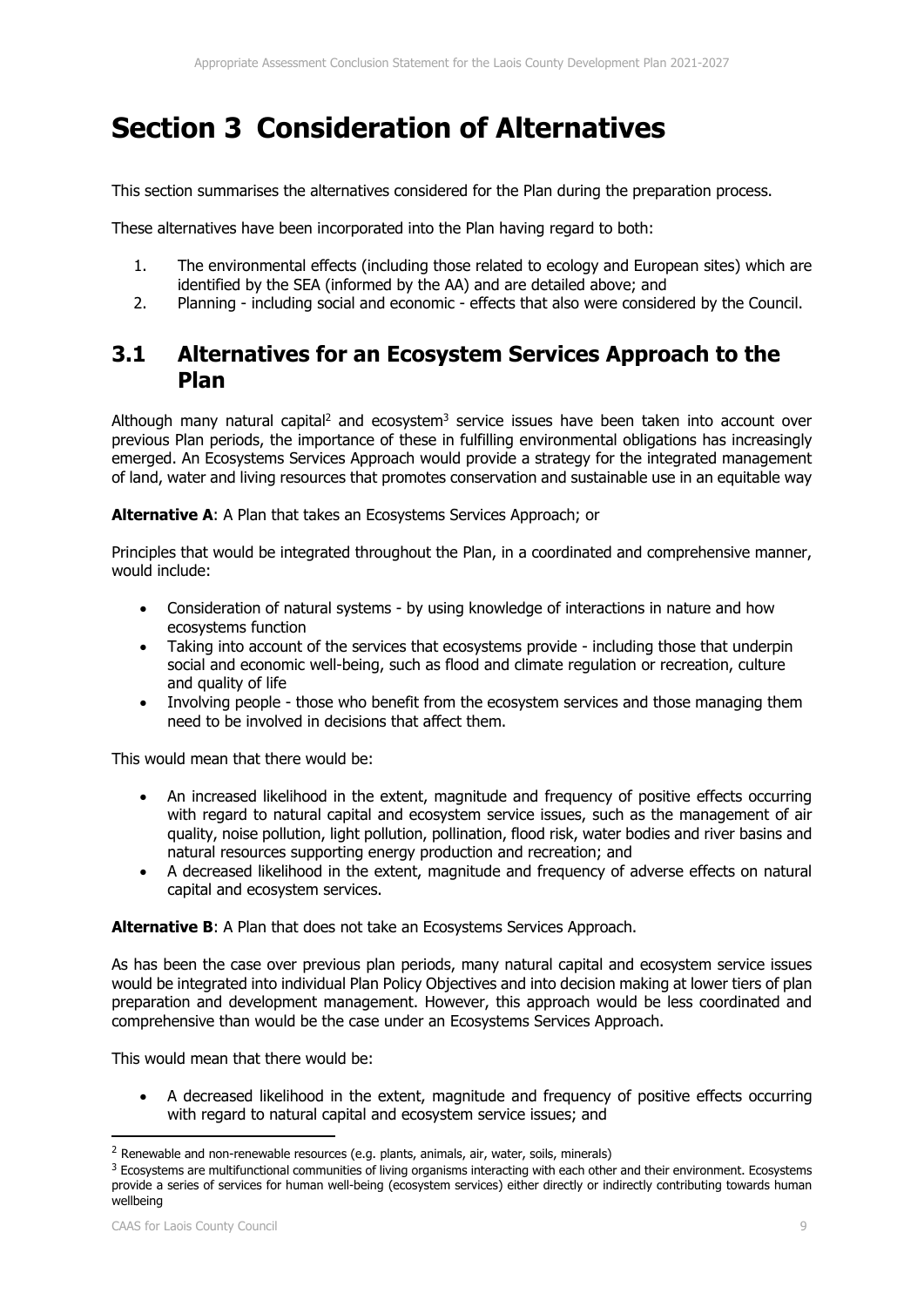# Section 3 Consideration of Alternatives

This section summarises the alternatives considered for the Plan during the preparation process.

These alternatives have been incorporated into the Plan having regard to both:

1. The environmental effects (including those related to ecology and European sites) which are identified by the SEA (informed by the AA) and are detailed above; and
2. Planning - including social and economic - effects that also were considered by the Council.

## 3.1 Alternatives for an Ecosystem Services Approach to the Plan

Although many natural capital[2] and ecosystem[3] service issues have been taken into account over previous Plan periods, the importance of these in fulfilling environmental obligations has increasingly emerged. An Ecosystems Services Approach would provide a strategy for the integrated management of land, water and living resources that promotes conservation and sustainable use in an equitable way

**Alternative A**: A Plan that takes an Ecosystems Services Approach; or

Principles that would be integrated throughout the Plan, in a coordinated and comprehensive manner, would include:

- Consideration of natural systems - by using knowledge of interactions in nature and how ecosystems function
- Taking into account of the services that ecosystems provide - including those that underpin social and economic well-being, such as flood and climate regulation or recreation, culture and quality of life
- Involving people - those who benefit from the ecosystem services and those managing them need to be involved in decisions that affect them.

This would mean that there would be:

- An increased likelihood in the extent, magnitude and frequency of positive effects occurring with regard to natural capital and ecosystem service issues, such as the management of air quality, noise pollution, light pollution, pollination, flood risk, water bodies and river basins and natural resources supporting energy production and recreation; and
- A decreased likelihood in the extent, magnitude and frequency of adverse effects on natural capital and ecosystem services.

**Alternative B**: A Plan that does not take an Ecosystems Services Approach.

As has been the case over previous plan periods, many natural capital and ecosystem service issues would be integrated into individual Plan Policy Objectives and into decision making at lower tiers of plan preparation and development management. However, this approach would be less coordinated and comprehensive than would be the case under an Ecosystems Services Approach.

This would mean that there would be:

- A decreased likelihood in the extent, magnitude and frequency of positive effects occurring with regard to natural capital and ecosystem service issues; and

---

[2] Renewable and non-renewable resources (e.g. plants, animals, air, water, soils, minerals)

[3] Ecosystems are multifunctional communities of living organisms interacting with each other and their environment. Ecosystems provide a series of services for human well-being (ecosystem services) either directly or indirectly contributing towards human wellbeing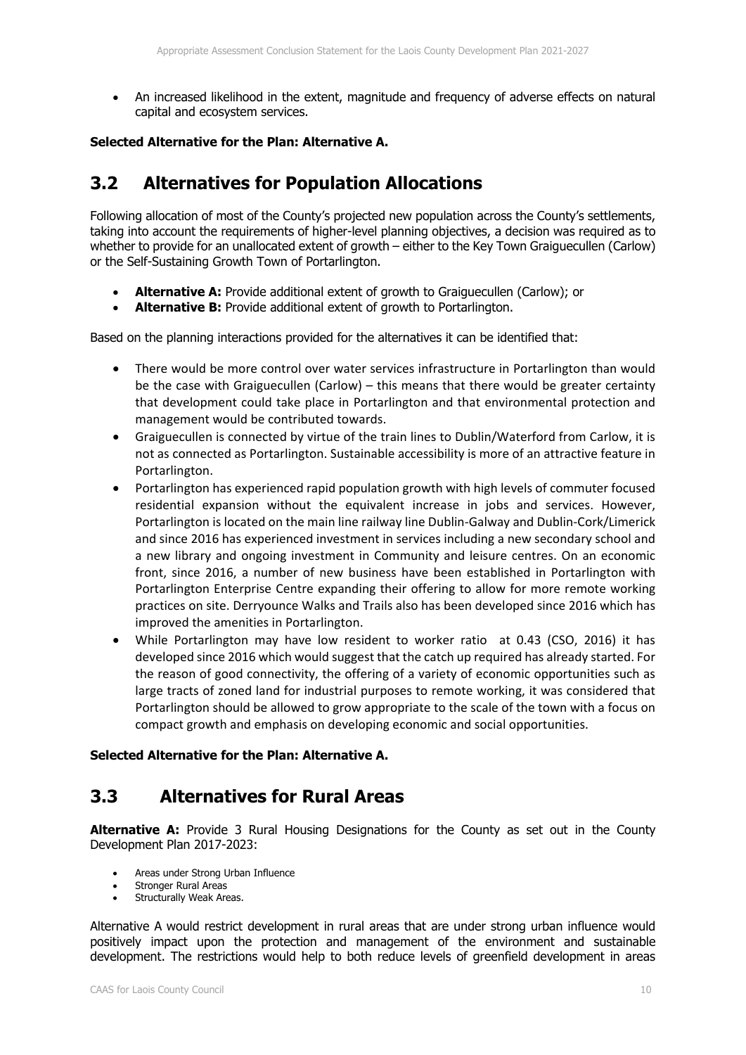- An increased likelihood in the extent, magnitude and frequency of adverse effects on natural capital and ecosystem services.

**Selected Alternative for the Plan: Alternative A.**

## 3.2 Alternatives for Population Allocations

Following allocation of most of the County's projected new population across the County's settlements, taking into account the requirements of higher-level planning objectives, a decision was required as to whether to provide for an unallocated extent of growth – either to the Key Town Graiguecullen (Carlow) or the Self-Sustaining Growth Town of Portarlington.

- **Alternative A:** Provide additional extent of growth to Graiguecullen (Carlow); or
- **Alternative B:** Provide additional extent of growth to Portarlington.

Based on the planning interactions provided for the alternatives it can be identified that:

- There would be more control over water services infrastructure in Portarlington than would be the case with Graiguecullen (Carlow) – this means that there would be greater certainty that development could take place in Portarlington and that environmental protection and management would be contributed towards.
- Graiguecullen is connected by virtue of the train lines to Dublin/Waterford from Carlow, it is not as connected as Portarlington. Sustainable accessibility is more of an attractive feature in Portarlington.
- Portarlington has experienced rapid population growth with high levels of commuter focused residential expansion without the equivalent increase in jobs and services. However, Portarlington is located on the main line railway line Dublin-Galway and Dublin-Cork/Limerick and since 2016 has experienced investment in services including a new secondary school and a new library and ongoing investment in Community and leisure centres. On an economic front, since 2016, a number of new business have been established in Portarlington with Portarlington Enterprise Centre expanding their offering to allow for more remote working practices on site. Derryounce Walks and Trails also has been developed since 2016 which has improved the amenities in Portarlington.
- While Portarlington may have low resident to worker ratio at 0.43 (CSO, 2016) it has developed since 2016 which would suggest that the catch up required has already started. For the reason of good connectivity, the offering of a variety of economic opportunities such as large tracts of zoned land for industrial purposes to remote working, it was considered that Portarlington should be allowed to grow appropriate to the scale of the town with a focus on compact growth and emphasis on developing economic and social opportunities.

**Selected Alternative for the Plan: Alternative A.**

## 3.3 Alternatives for Rural Areas

**Alternative A:** Provide 3 Rural Housing Designations for the County as set out in the County Development Plan 2017-2023:

- Areas under Strong Urban Influence
- Stronger Rural Areas
- Structurally Weak Areas.

Alternative A would restrict development in rural areas that are under strong urban influence would positively impact upon the protection and management of the environment and sustainable development. The restrictions would help to both reduce levels of greenfield development in areas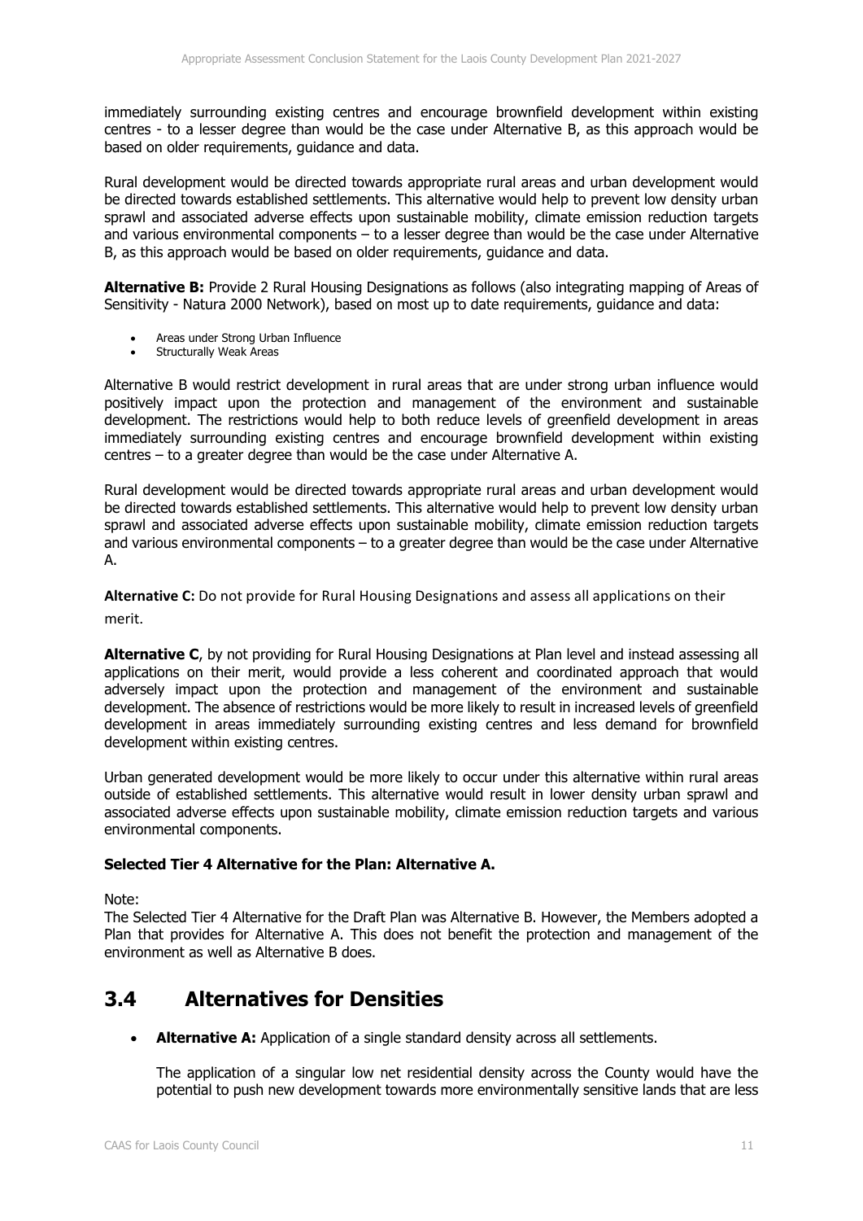immediately surrounding existing centres and encourage brownfield development within existing centres - to a lesser degree than would be the case under Alternative B, as this approach would be based on older requirements, guidance and data.

Rural development would be directed towards appropriate rural areas and urban development would be directed towards established settlements. This alternative would help to prevent low density urban sprawl and associated adverse effects upon sustainable mobility, climate emission reduction targets and various environmental components – to a lesser degree than would be the case under Alternative B, as this approach would be based on older requirements, guidance and data.

**Alternative B:** Provide 2 Rural Housing Designations as follows (also integrating mapping of Areas of Sensitivity - Natura 2000 Network), based on most up to date requirements, guidance and data:

- Areas under Strong Urban Influence
- Structurally Weak Areas

Alternative B would restrict development in rural areas that are under strong urban influence would positively impact upon the protection and management of the environment and sustainable development. The restrictions would help to both reduce levels of greenfield development in areas immediately surrounding existing centres and encourage brownfield development within existing centres – to a greater degree than would be the case under Alternative A.

Rural development would be directed towards appropriate rural areas and urban development would be directed towards established settlements. This alternative would help to prevent low density urban sprawl and associated adverse effects upon sustainable mobility, climate emission reduction targets and various environmental components – to a greater degree than would be the case under Alternative A.

**Alternative C:** Do not provide for Rural Housing Designations and assess all applications on their merit.

**Alternative C**, by not providing for Rural Housing Designations at Plan level and instead assessing all applications on their merit, would provide a less coherent and coordinated approach that would adversely impact upon the protection and management of the environment and sustainable development. The absence of restrictions would be more likely to result in increased levels of greenfield development in areas immediately surrounding existing centres and less demand for brownfield development within existing centres.

Urban generated development would be more likely to occur under this alternative within rural areas outside of established settlements. This alternative would result in lower density urban sprawl and associated adverse effects upon sustainable mobility, climate emission reduction targets and various environmental components.

**Selected Tier 4 Alternative for the Plan: Alternative A.**

Note:
The Selected Tier 4 Alternative for the Draft Plan was Alternative B. However, the Members adopted a Plan that provides for Alternative A. This does not benefit the protection and management of the environment as well as Alternative B does.

## 3.4 Alternatives for Densities

- **Alternative A:** Application of a single standard density across all settlements.

  The application of a singular low net residential density across the County would have the potential to push new development towards more environmentally sensitive lands that are less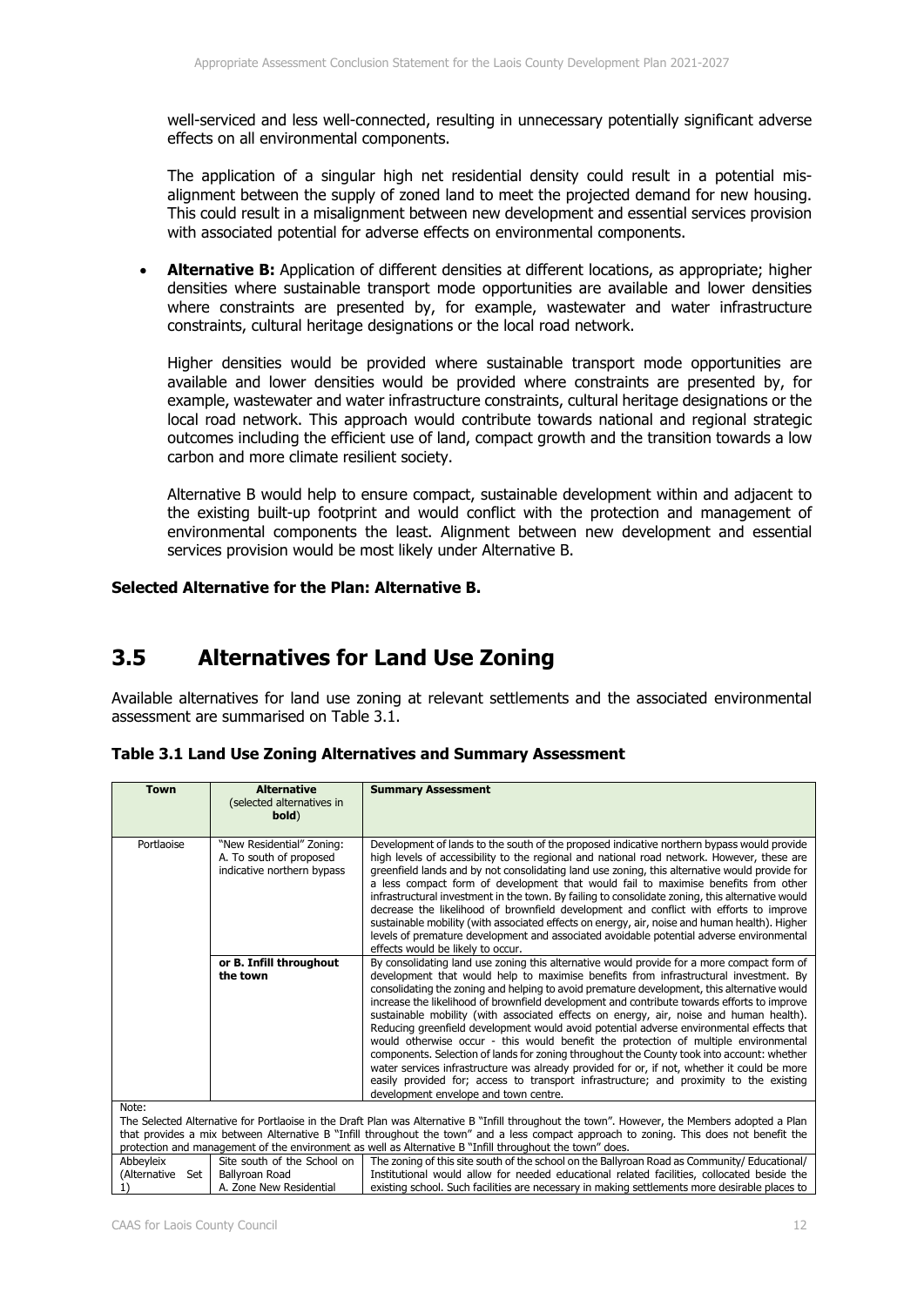well-serviced and less well-connected, resulting in unnecessary potentially significant adverse effects on all environmental components.

The application of a singular high net residential density could result in a potential mis-alignment between the supply of zoned land to meet the projected demand for new housing. This could result in a misalignment between new development and essential services provision with associated potential for adverse effects on environmental components.

- **Alternative B:** Application of different densities at different locations, as appropriate; higher densities where sustainable transport mode opportunities are available and lower densities where constraints are presented by, for example, wastewater and water infrastructure constraints, cultural heritage designations or the local road network.

  Higher densities would be provided where sustainable transport mode opportunities are available and lower densities would be provided where constraints are presented by, for example, wastewater and water infrastructure constraints, cultural heritage designations or the local road network. This approach would contribute towards national and regional strategic outcomes including the efficient use of land, compact growth and the transition towards a low carbon and more climate resilient society.

  Alternative B would help to ensure compact, sustainable development within and adjacent to the existing built-up footprint and would conflict with the protection and management of environmental components the least. Alignment between new development and essential services provision would be most likely under Alternative B.

**Selected Alternative for the Plan: Alternative B.**

## 3.5 Alternatives for Land Use Zoning

Available alternatives for land use zoning at relevant settlements and the associated environmental assessment are summarised on Table 3.1.

**Table 3.1 Land Use Zoning Alternatives and Summary Assessment**

| Town | Alternative (selected alternatives in **bold**) | Summary Assessment |
|---|---|---|
| Portlaoise | "New Residential" Zoning: A. To south of proposed indicative northern bypass | Development of lands to the south of the proposed indicative northern bypass would provide high levels of accessibility to the regional and national road network. However, these are greenfield lands and by not consolidating land use zoning, this alternative would provide for a less compact form of development that would fail to maximise benefits from other infrastructural investment in the town. By failing to consolidate zoning, this alternative would decrease the likelihood of brownfield development and conflict with efforts to improve sustainable mobility (with associated effects on energy, air, noise and human health). Higher levels of premature development and associated avoidable potential adverse environmental effects would be likely to occur. |
| | **or B. Infill throughout the town** | By consolidating land use zoning this alternative would provide for a more compact form of development that would help to maximise benefits from infrastructural investment. By consolidating the zoning and helping to avoid premature development, this alternative would increase the likelihood of brownfield development and contribute towards efforts to improve sustainable mobility (with associated effects on energy, air, noise and human health). Reducing greenfield development would avoid potential adverse environmental effects that would otherwise occur - this would benefit the protection of multiple environmental components. Selection of lands for zoning throughout the County took into account: whether water services infrastructure was already provided for or, if not, whether it could be more easily provided for; access to transport infrastructure; and proximity to the existing development envelope and town centre. |
| Note: The Selected Alternative for Portlaoise in the Draft Plan was Alternative B "Infill throughout the town". However, the Members adopted a Plan that provides a mix between Alternative B "Infill throughout the town" and a less compact approach to zoning. This does not benefit the protection and management of the environment as well as Alternative B "Infill throughout the town" does. | | |
| Abbeyleix (Alternative Set 1) | Site south of the School on Ballyroan Road A. Zone New Residential | The zoning of this site south of the school on the Ballyroan Road as Community/ Educational/ Institutional would allow for needed educational related facilities, collocated beside the existing school. Such facilities are necessary in making settlements more desirable places to |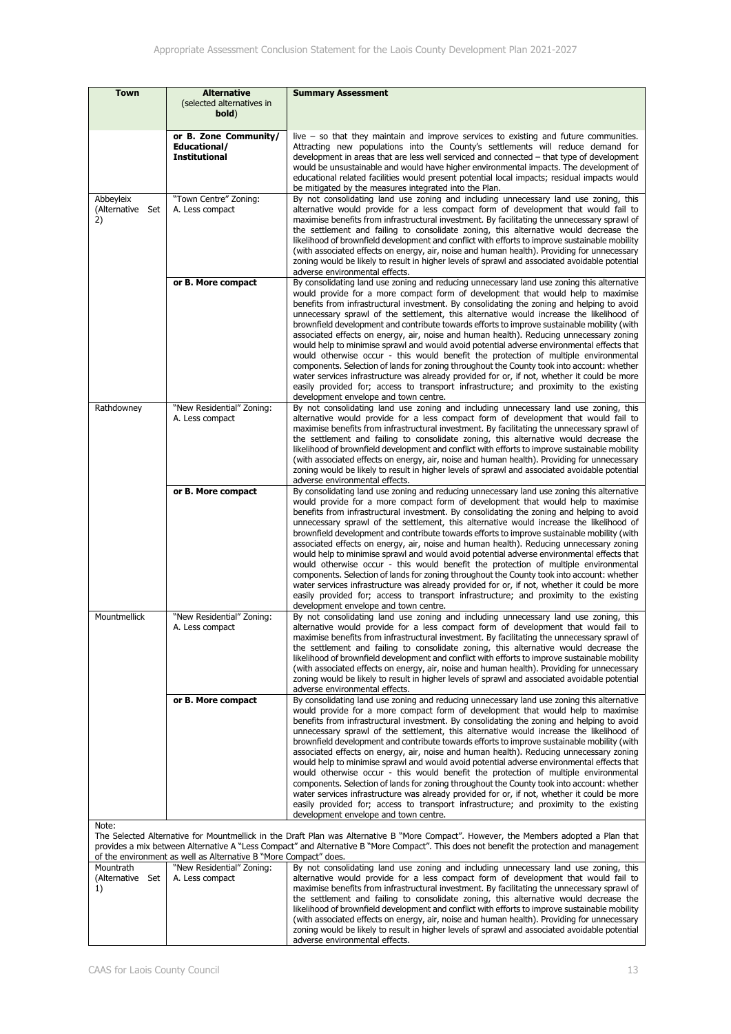| Town | Alternative (selected alternatives in **bold**) | Summary Assessment |
|---|---|---|
| | **or B. Zone Community/ Educational/ Institutional** | live – so that they maintain and improve services to existing and future communities. Attracting new populations into the County's settlements will reduce demand for development in areas that are less well serviced and connected – that type of development would be unsustainable and would have higher environmental impacts. The development of educational related facilities would present potential local impacts; residual impacts would be mitigated by the measures integrated into the Plan. |
| Abbeyleix (Alternative Set 2) | "Town Centre" Zoning: A. Less compact | By not consolidating land use zoning and including unnecessary land use zoning, this alternative would provide for a less compact form of development that would fail to maximise benefits from infrastructural investment. By facilitating the unnecessary sprawl of the settlement and failing to consolidate zoning, this alternative would decrease the likelihood of brownfield development and conflict with efforts to improve sustainable mobility (with associated effects on energy, air, noise and human health). Providing for unnecessary zoning would be likely to result in higher levels of sprawl and associated avoidable potential adverse environmental effects. |
| | **or B. More compact** | By consolidating land use zoning and reducing unnecessary land use zoning this alternative would provide for a more compact form of development that would help to maximise benefits from infrastructural investment. By consolidating the zoning and helping to avoid unnecessary sprawl of the settlement, this alternative would increase the likelihood of brownfield development and contribute towards efforts to improve sustainable mobility (with associated effects on energy, air, noise and human health). Reducing unnecessary zoning would help to minimise sprawl and would avoid potential adverse environmental effects that would otherwise occur - this would benefit the protection of multiple environmental components. Selection of lands for zoning throughout the County took into account: whether water services infrastructure was already provided for or, if not, whether it could be more easily provided for; access to transport infrastructure; and proximity to the existing development envelope and town centre. |
| Rathdowney | "New Residential" Zoning: A. Less compact | By not consolidating land use zoning and including unnecessary land use zoning, this alternative would provide for a less compact form of development that would fail to maximise benefits from infrastructural investment. By facilitating the unnecessary sprawl of the settlement and failing to consolidate zoning, this alternative would decrease the likelihood of brownfield development and conflict with efforts to improve sustainable mobility (with associated effects on energy, air, noise and human health). Providing for unnecessary zoning would be likely to result in higher levels of sprawl and associated avoidable potential adverse environmental effects. |
| | **or B. More compact** | By consolidating land use zoning and reducing unnecessary land use zoning this alternative would provide for a more compact form of development that would help to maximise benefits from infrastructural investment. By consolidating the zoning and helping to avoid unnecessary sprawl of the settlement, this alternative would increase the likelihood of brownfield development and contribute towards efforts to improve sustainable mobility (with associated effects on energy, air, noise and human health). Reducing unnecessary zoning would help to minimise sprawl and would avoid potential adverse environmental effects that would otherwise occur - this would benefit the protection of multiple environmental components. Selection of lands for zoning throughout the County took into account: whether water services infrastructure was already provided for or, if not, whether it could be more easily provided for; access to transport infrastructure; and proximity to the existing development envelope and town centre. |
| Mountmellick | "New Residential" Zoning: A. Less compact | By not consolidating land use zoning and including unnecessary land use zoning, this alternative would provide for a less compact form of development that would fail to maximise benefits from infrastructural investment. By facilitating the unnecessary sprawl of the settlement and failing to consolidate zoning, this alternative would decrease the likelihood of brownfield development and conflict with efforts to improve sustainable mobility (with associated effects on energy, air, noise and human health). Providing for unnecessary zoning would be likely to result in higher levels of sprawl and associated avoidable potential adverse environmental effects. |
| | **or B. More compact** | By consolidating land use zoning and reducing unnecessary land use zoning this alternative would provide for a more compact form of development that would help to maximise benefits from infrastructural investment. By consolidating the zoning and helping to avoid unnecessary sprawl of the settlement, this alternative would increase the likelihood of brownfield development and contribute towards efforts to improve sustainable mobility (with associated effects on energy, air, noise and human health). Reducing unnecessary zoning would help to minimise sprawl and would avoid potential adverse environmental effects that would otherwise occur - this would benefit the protection of multiple environmental components. Selection of lands for zoning throughout the County took into account: whether water services infrastructure was already provided for or, if not, whether it could be more easily provided for; access to transport infrastructure; and proximity to the existing development envelope and town centre. |
| Note: The Selected Alternative for Mountmellick in the Draft Plan was Alternative B "More Compact". However, the Members adopted a Plan that provides a mix between Alternative A "Less Compact" and Alternative B "More Compact". This does not benefit the protection and management of the environment as well as Alternative B "More Compact" does. | | |
| Mountrath (Alternative Set 1) | "New Residential" Zoning: A. Less compact | By not consolidating land use zoning and including unnecessary land use zoning, this alternative would provide for a less compact form of development that would fail to maximise benefits from infrastructural investment. By facilitating the unnecessary sprawl of the settlement and failing to consolidate zoning, this alternative would decrease the likelihood of brownfield development and conflict with efforts to improve sustainable mobility (with associated effects on energy, air, noise and human health). Providing for unnecessary zoning would be likely to result in higher levels of sprawl and associated avoidable potential adverse environmental effects. |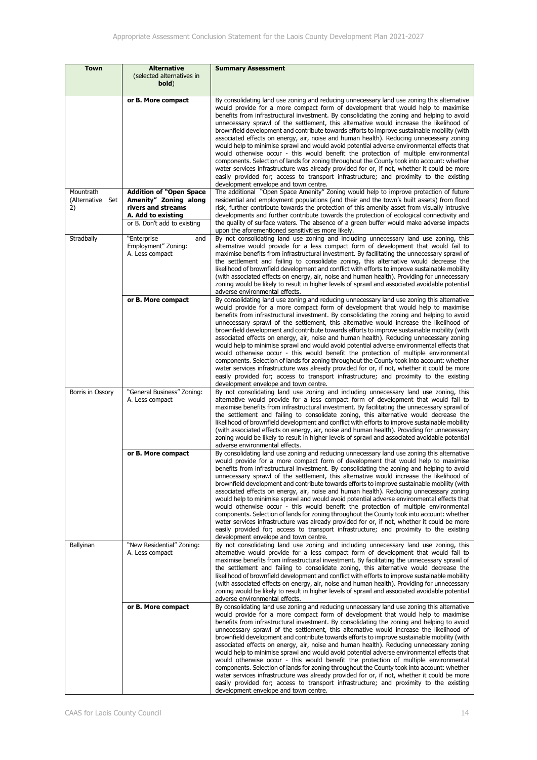| Town | Alternative (selected alternatives in **bold**) | Summary Assessment |
|---|---|---|
| | **or B. More compact** | By consolidating land use zoning and reducing unnecessary land use zoning this alternative would provide for a more compact form of development that would help to maximise benefits from infrastructural investment. By consolidating the zoning and helping to avoid unnecessary sprawl of the settlement, this alternative would increase the likelihood of brownfield development and contribute towards efforts to improve sustainable mobility (with associated effects on energy, air, noise and human health). Reducing unnecessary zoning would help to minimise sprawl and would avoid potential adverse environmental effects that would otherwise occur - this would benefit the protection of multiple environmental components. Selection of lands for zoning throughout the County took into account: whether water services infrastructure was already provided for or, if not, whether it could be more easily provided for; access to transport infrastructure; and proximity to the existing development envelope and town centre. |
| Mountrath (Alternative Set 2) | **Addition of "Open Space Amenity" Zoning along rivers and streams A. Add to existing** or B. Don't add to existing | The additional "Open Space Amenity" Zoning would help to improve protection of future residential and employment populations (and their and the town's built assets) from flood risk, further contribute towards the protection of this amenity asset from visually intrusive developments and further contribute towards the protection of ecological connectivity and the quality of surface waters. The absence of a green buffer would make adverse impacts upon the aforementioned sensitivities more likely. |
| Stradbally | "Enterprise and Employment" Zoning: A. Less compact | By not consolidating land use zoning and including unnecessary land use zoning, this alternative would provide for a less compact form of development that would fail to maximise benefits from infrastructural investment. By facilitating the unnecessary sprawl of the settlement and failing to consolidate zoning, this alternative would decrease the likelihood of brownfield development and conflict with efforts to improve sustainable mobility (with associated effects on energy, air, noise and human health). Providing for unnecessary zoning would be likely to result in higher levels of sprawl and associated avoidable potential adverse environmental effects. |
| | **or B. More compact** | By consolidating land use zoning and reducing unnecessary land use zoning this alternative would provide for a more compact form of development that would help to maximise benefits from infrastructural investment. By consolidating the zoning and helping to avoid unnecessary sprawl of the settlement, this alternative would increase the likelihood of brownfield development and contribute towards efforts to improve sustainable mobility (with associated effects on energy, air, noise and human health). Reducing unnecessary zoning would help to minimise sprawl and would avoid potential adverse environmental effects that would otherwise occur - this would benefit the protection of multiple environmental components. Selection of lands for zoning throughout the County took into account: whether water services infrastructure was already provided for or, if not, whether it could be more easily provided for; access to transport infrastructure; and proximity to the existing development envelope and town centre. |
| Borris in Ossory | "General Business" Zoning: A. Less compact | By not consolidating land use zoning and including unnecessary land use zoning, this alternative would provide for a less compact form of development that would fail to maximise benefits from infrastructural investment. By facilitating the unnecessary sprawl of the settlement and failing to consolidate zoning, this alternative would decrease the likelihood of brownfield development and conflict with efforts to improve sustainable mobility (with associated effects on energy, air, noise and human health). Providing for unnecessary zoning would be likely to result in higher levels of sprawl and associated avoidable potential adverse environmental effects. |
| | **or B. More compact** | By consolidating land use zoning and reducing unnecessary land use zoning this alternative would provide for a more compact form of development that would help to maximise benefits from infrastructural investment. By consolidating the zoning and helping to avoid unnecessary sprawl of the settlement, this alternative would increase the likelihood of brownfield development and contribute towards efforts to improve sustainable mobility (with associated effects on energy, air, noise and human health). Reducing unnecessary zoning would help to minimise sprawl and would avoid potential adverse environmental effects that would otherwise occur - this would benefit the protection of multiple environmental components. Selection of lands for zoning throughout the County took into account: whether water services infrastructure was already provided for or, if not, whether it could be more easily provided for; access to transport infrastructure; and proximity to the existing development envelope and town centre. |
| Ballyinan | "New Residential" Zoning: A. Less compact | By not consolidating land use zoning and including unnecessary land use zoning, this alternative would provide for a less compact form of development that would fail to maximise benefits from infrastructural investment. By facilitating the unnecessary sprawl of the settlement and failing to consolidate zoning, this alternative would decrease the likelihood of brownfield development and conflict with efforts to improve sustainable mobility (with associated effects on energy, air, noise and human health). Providing for unnecessary zoning would be likely to result in higher levels of sprawl and associated avoidable potential adverse environmental effects. |
| | **or B. More compact** | By consolidating land use zoning and reducing unnecessary land use zoning this alternative would provide for a more compact form of development that would help to maximise benefits from infrastructural investment. By consolidating the zoning and helping to avoid unnecessary sprawl of the settlement, this alternative would increase the likelihood of brownfield development and contribute towards efforts to improve sustainable mobility (with associated effects on energy, air, noise and human health). Reducing unnecessary zoning would help to minimise sprawl and would avoid potential adverse environmental effects that would otherwise occur - this would benefit the protection of multiple environmental components. Selection of lands for zoning throughout the County took into account: whether water services infrastructure was already provided for or, if not, whether it could be more easily provided for; access to transport infrastructure; and proximity to the existing development envelope and town centre. |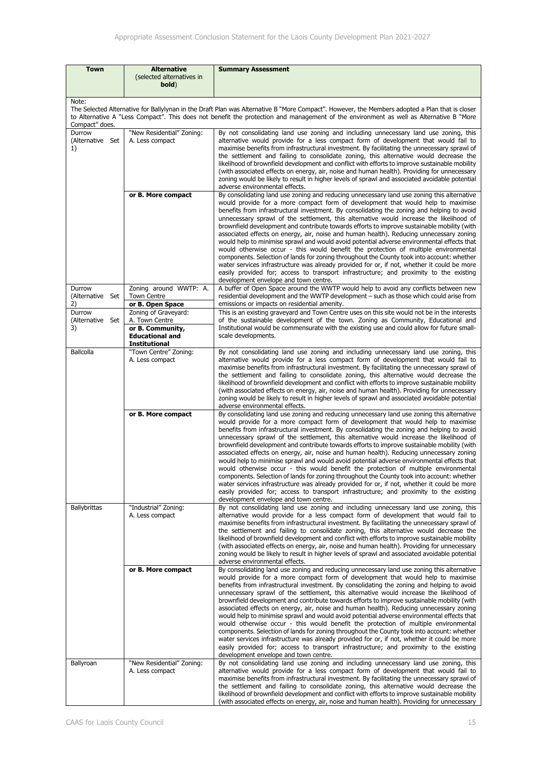| Town | Alternative (selected alternatives in **bold**) | Summary Assessment |
|---|---|---|
| Note: The Selected Alternative for Ballylynan in the Draft Plan was Alternative B "More Compact". However, the Members adopted a Plan that is closer to Alternative A "Less Compact". This does not benefit the protection and management of the environment as well as Alternative B "More Compact" does. | | |
| Durrow (Alternative Set 1) | "New Residential" Zoning: A. Less compact | By not consolidating land use zoning and including unnecessary land use zoning, this alternative would provide for a less compact form of development that would fail to maximise benefits from infrastructural investment. By facilitating the unnecessary sprawl of the settlement and failing to consolidate zoning, this alternative would decrease the likelihood of brownfield development and conflict with efforts to improve sustainable mobility (with associated effects on energy, air, noise and human health). Providing for unnecessary zoning would be likely to result in higher levels of sprawl and associated avoidable potential adverse environmental effects. |
| | **or B. More compact** | By consolidating land use zoning and reducing unnecessary land use zoning this alternative would provide for a more compact form of development that would help to maximise benefits from infrastructural investment. By consolidating the zoning and helping to avoid unnecessary sprawl of the settlement, this alternative would increase the likelihood of brownfield development and contribute towards efforts to improve sustainable mobility (with associated effects on energy, air, noise and human health). Reducing unnecessary zoning would help to minimise sprawl and would avoid potential adverse environmental effects that would otherwise occur - this would benefit the protection of multiple environmental components. Selection of lands for zoning throughout the County took into account: whether water services infrastructure was already provided for or, if not, whether it could be more easily provided for; access to transport infrastructure; and proximity to the existing development envelope and town centre. |
| Durrow (Alternative Set 2) | Zoning around WWTP: A. Town Centre **or B. Open Space** | A buffer of Open Space around the WWTP would help to avoid any conflicts between new residential development and the WWTP development – such as those which could arise from emissions or impacts on residential amenity. |
| Durrow (Alternative Set 3) | Zoning of Graveyard: A. Town Centre **or B. Community, Educational and Institutional** | This is an existing graveyard and Town Centre uses on this site would not be in the interests of the sustainable development of the town. Zoning as Community, Educational and Institutional would be commensurate with the existing use and could allow for future small-scale developments. |
| Ballcolla | "Town Centre" Zoning: A. Less compact | By not consolidating land use zoning and including unnecessary land use zoning, this alternative would provide for a less compact form of development that would fail to maximise benefits from infrastructural investment. By facilitating the unnecessary sprawl of the settlement and failing to consolidate zoning, this alternative would decrease the likelihood of brownfield development and conflict with efforts to improve sustainable mobility (with associated effects on energy, air, noise and human health). Providing for unnecessary zoning would be likely to result in higher levels of sprawl and associated avoidable potential adverse environmental effects. |
| | **or B. More compact** | By consolidating land use zoning and reducing unnecessary land use zoning this alternative would provide for a more compact form of development that would help to maximise benefits from infrastructural investment. By consolidating the zoning and helping to avoid unnecessary sprawl of the settlement, this alternative would increase the likelihood of brownfield development and contribute towards efforts to improve sustainable mobility (with associated effects on energy, air, noise and human health). Reducing unnecessary zoning would help to minimise sprawl and would avoid potential adverse environmental effects that would otherwise occur - this would benefit the protection of multiple environmental components. Selection of lands for zoning throughout the County took into account: whether water services infrastructure was already provided for or, if not, whether it could be more easily provided for; access to transport infrastructure; and proximity to the existing development envelope and town centre. |
| Ballybrittas | "Industrial" Zoning: A. Less compact | By not consolidating land use zoning and including unnecessary land use zoning, this alternative would provide for a less compact form of development that would fail to maximise benefits from infrastructural investment. By facilitating the unnecessary sprawl of the settlement and failing to consolidate zoning, this alternative would decrease the likelihood of brownfield development and conflict with efforts to improve sustainable mobility (with associated effects on energy, air, noise and human health). Providing for unnecessary zoning would be likely to result in higher levels of sprawl and associated avoidable potential adverse environmental effects. |
| | **or B. More compact** | By consolidating land use zoning and reducing unnecessary land use zoning this alternative would provide for a more compact form of development that would help to maximise benefits from infrastructural investment. By consolidating the zoning and helping to avoid unnecessary sprawl of the settlement, this alternative would increase the likelihood of brownfield development and contribute towards efforts to improve sustainable mobility (with associated effects on energy, air, noise and human health). Reducing unnecessary zoning would help to minimise sprawl and would avoid potential adverse environmental effects that would otherwise occur - this would benefit the protection of multiple environmental components. Selection of lands for zoning throughout the County took into account: whether water services infrastructure was already provided for or, if not, whether it could be more easily provided for; access to transport infrastructure; and proximity to the existing development envelope and town centre. |
| Ballyroan | "New Residential" Zoning: A. Less compact | By not consolidating land use zoning and including unnecessary land use zoning, this alternative would provide for a less compact form of development that would fail to maximise benefits from infrastructural investment. By facilitating the unnecessary sprawl of the settlement and failing to consolidate zoning, this alternative would decrease the likelihood of brownfield development and conflict with efforts to improve sustainable mobility (with associated effects on energy, air, noise and human health). Providing for unnecessary |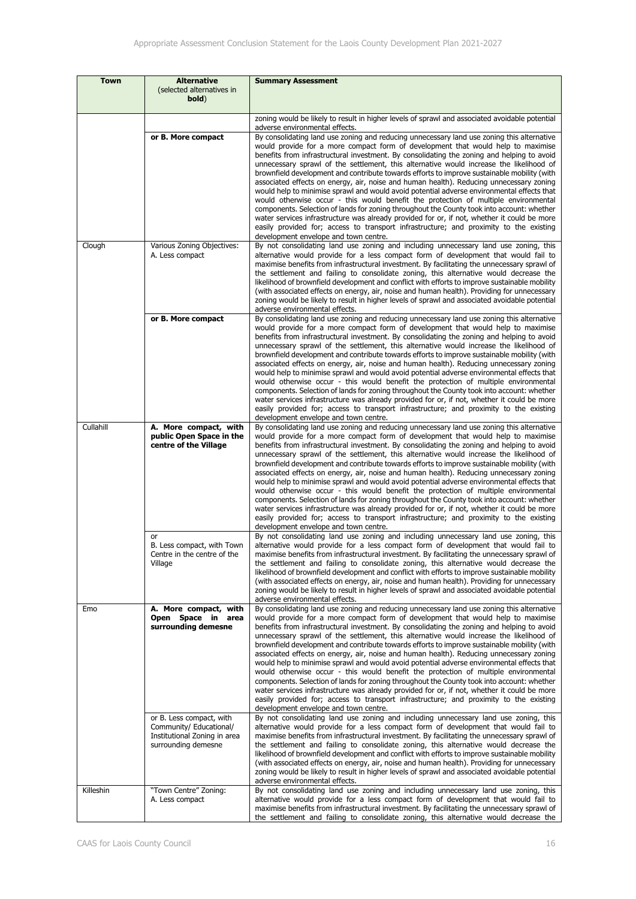| Town | Alternative (selected alternatives in **bold**) | Summary Assessment |
|---|---|---|
| | | zoning would be likely to result in higher levels of sprawl and associated avoidable potential adverse environmental effects. |
| | **or B. More compact** | By consolidating land use zoning and reducing unnecessary land use zoning this alternative would provide for a more compact form of development that would help to maximise benefits from infrastructural investment. By consolidating the zoning and helping to avoid unnecessary sprawl of the settlement, this alternative would increase the likelihood of brownfield development and contribute towards efforts to improve sustainable mobility (with associated effects on energy, air, noise and human health). Reducing unnecessary zoning would help to minimise sprawl and would avoid potential adverse environmental effects that would otherwise occur - this would benefit the protection of multiple environmental components. Selection of lands for zoning throughout the County took into account: whether water services infrastructure was already provided for or, if not, whether it could be more easily provided for; access to transport infrastructure; and proximity to the existing development envelope and town centre. |
| Clough | Various Zoning Objectives: A. Less compact | By not consolidating land use zoning and including unnecessary land use zoning, this alternative would provide for a less compact form of development that would fail to maximise benefits from infrastructural investment. By facilitating the unnecessary sprawl of the settlement and failing to consolidate zoning, this alternative would decrease the likelihood of brownfield development and conflict with efforts to improve sustainable mobility (with associated effects on energy, air, noise and human health). Providing for unnecessary zoning would be likely to result in higher levels of sprawl and associated avoidable potential adverse environmental effects. |
| | **or B. More compact** | By consolidating land use zoning and reducing unnecessary land use zoning this alternative would provide for a more compact form of development that would help to maximise benefits from infrastructural investment. By consolidating the zoning and helping to avoid unnecessary sprawl of the settlement, this alternative would increase the likelihood of brownfield development and contribute towards efforts to improve sustainable mobility (with associated effects on energy, air, noise and human health). Reducing unnecessary zoning would help to minimise sprawl and would avoid potential adverse environmental effects that would otherwise occur - this would benefit the protection of multiple environmental components. Selection of lands for zoning throughout the County took into account: whether water services infrastructure was already provided for or, if not, whether it could be more easily provided for; access to transport infrastructure; and proximity to the existing development envelope and town centre. |
| Cullahill | **A. More compact, with public Open Space in the centre of the Village** | By consolidating land use zoning and reducing unnecessary land use zoning this alternative would provide for a more compact form of development that would help to maximise benefits from infrastructural investment. By consolidating the zoning and helping to avoid unnecessary sprawl of the settlement, this alternative would increase the likelihood of brownfield development and contribute towards efforts to improve sustainable mobility (with associated effects on energy, air, noise and human health). Reducing unnecessary zoning would help to minimise sprawl and would avoid potential adverse environmental effects that would otherwise occur - this would benefit the protection of multiple environmental components. Selection of lands for zoning throughout the County took into account: whether water services infrastructure was already provided for or, if not, whether it could be more easily provided for; access to transport infrastructure; and proximity to the existing development envelope and town centre. |
| | or B. Less compact, with Town Centre in the centre of the Village | By not consolidating land use zoning and including unnecessary land use zoning, this alternative would provide for a less compact form of development that would fail to maximise benefits from infrastructural investment. By facilitating the unnecessary sprawl of the settlement and failing to consolidate zoning, this alternative would decrease the likelihood of brownfield development and conflict with efforts to improve sustainable mobility (with associated effects on energy, air, noise and human health). Providing for unnecessary zoning would be likely to result in higher levels of sprawl and associated avoidable potential adverse environmental effects. |
| Emo | **A. More compact, with Open Space in area surrounding demesne** | By consolidating land use zoning and reducing unnecessary land use zoning this alternative would provide for a more compact form of development that would help to maximise benefits from infrastructural investment. By consolidating the zoning and helping to avoid unnecessary sprawl of the settlement, this alternative would increase the likelihood of brownfield development and contribute towards efforts to improve sustainable mobility (with associated effects on energy, air, noise and human health). Reducing unnecessary zoning would help to minimise sprawl and would avoid potential adverse environmental effects that would otherwise occur - this would benefit the protection of multiple environmental components. Selection of lands for zoning throughout the County took into account: whether water services infrastructure was already provided for or, if not, whether it could be more easily provided for; access to transport infrastructure; and proximity to the existing development envelope and town centre. |
| | or B. Less compact, with Community/ Educational/ Institutional Zoning in area surrounding demesne | By not consolidating land use zoning and including unnecessary land use zoning, this alternative would provide for a less compact form of development that would fail to maximise benefits from infrastructural investment. By facilitating the unnecessary sprawl of the settlement and failing to consolidate zoning, this alternative would decrease the likelihood of brownfield development and conflict with efforts to improve sustainable mobility (with associated effects on energy, air, noise and human health). Providing for unnecessary zoning would be likely to result in higher levels of sprawl and associated avoidable potential adverse environmental effects. |
| Killeshin | "Town Centre" Zoning: A. Less compact | By not consolidating land use zoning and including unnecessary land use zoning, this alternative would provide for a less compact form of development that would fail to maximise benefits from infrastructural investment. By facilitating the unnecessary sprawl of the settlement and failing to consolidate zoning, this alternative would decrease the |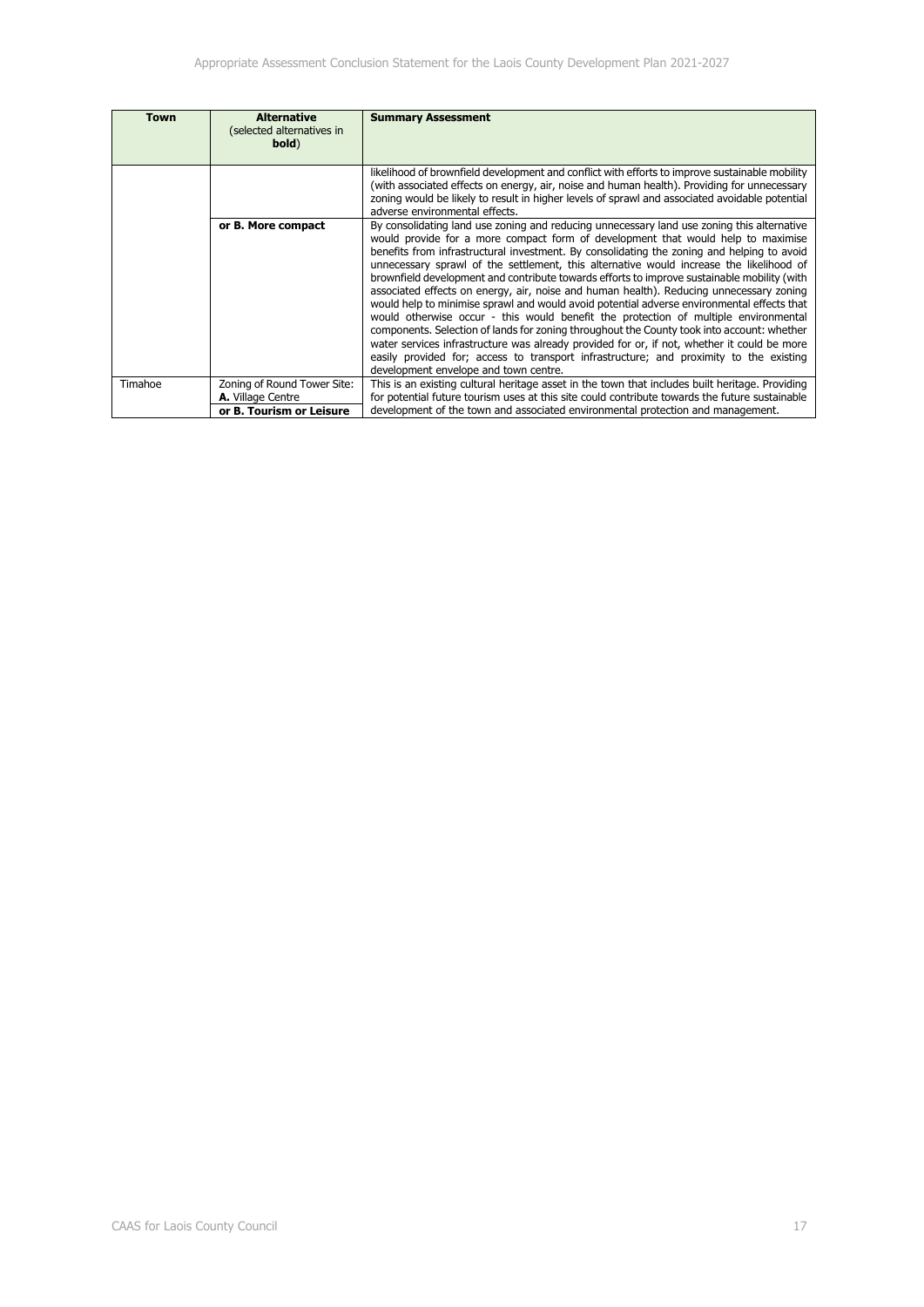| Town | Alternative (selected alternatives in **bold**) | Summary Assessment |
| --- | --- | --- |
| | | likelihood of brownfield development and conflict with efforts to improve sustainable mobility (with associated effects on energy, air, noise and human health). Providing for unnecessary zoning would be likely to result in higher levels of sprawl and associated avoidable potential adverse environmental effects. |
| | **or B. More compact** | By consolidating land use zoning and reducing unnecessary land use zoning this alternative would provide for a more compact form of development that would help to maximise benefits from infrastructural investment. By consolidating the zoning and helping to avoid unnecessary sprawl of the settlement, this alternative would increase the likelihood of brownfield development and contribute towards efforts to improve sustainable mobility (with associated effects on energy, air, noise and human health). Reducing unnecessary zoning would help to minimise sprawl and would avoid potential adverse environmental effects that would otherwise occur - this would benefit the protection of multiple environmental components. Selection of lands for zoning throughout the County took into account: whether water services infrastructure was already provided for or, if not, whether it could be more easily provided for; access to transport infrastructure; and proximity to the existing development envelope and town centre. |
| Timahoe | Zoning of Round Tower Site: **A.** Village Centre **or B. Tourism or Leisure** | This is an existing cultural heritage asset in the town that includes built heritage. Providing for potential future tourism uses at this site could contribute towards the future sustainable development of the town and associated environmental protection and management. |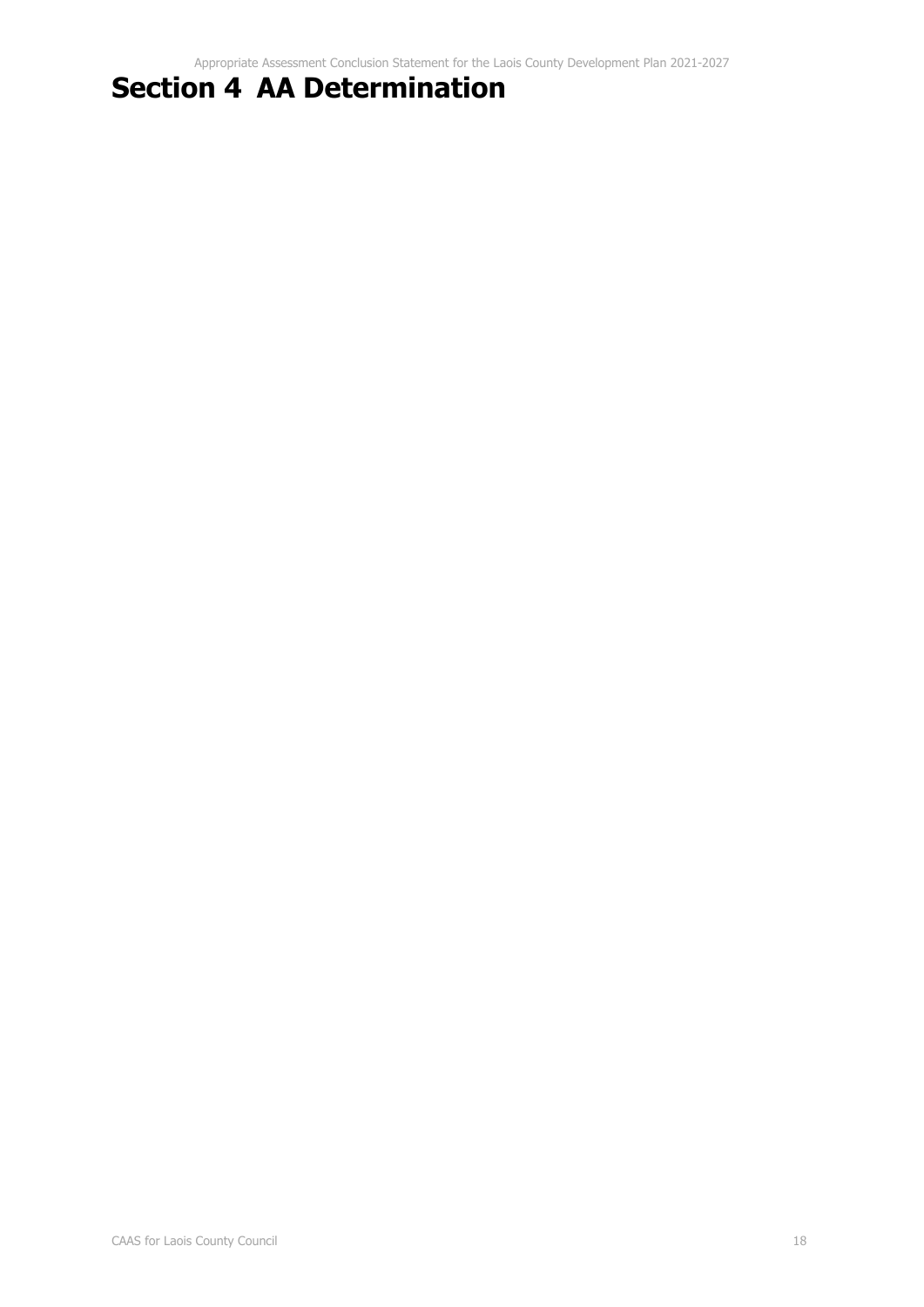# Section 4 AA Determination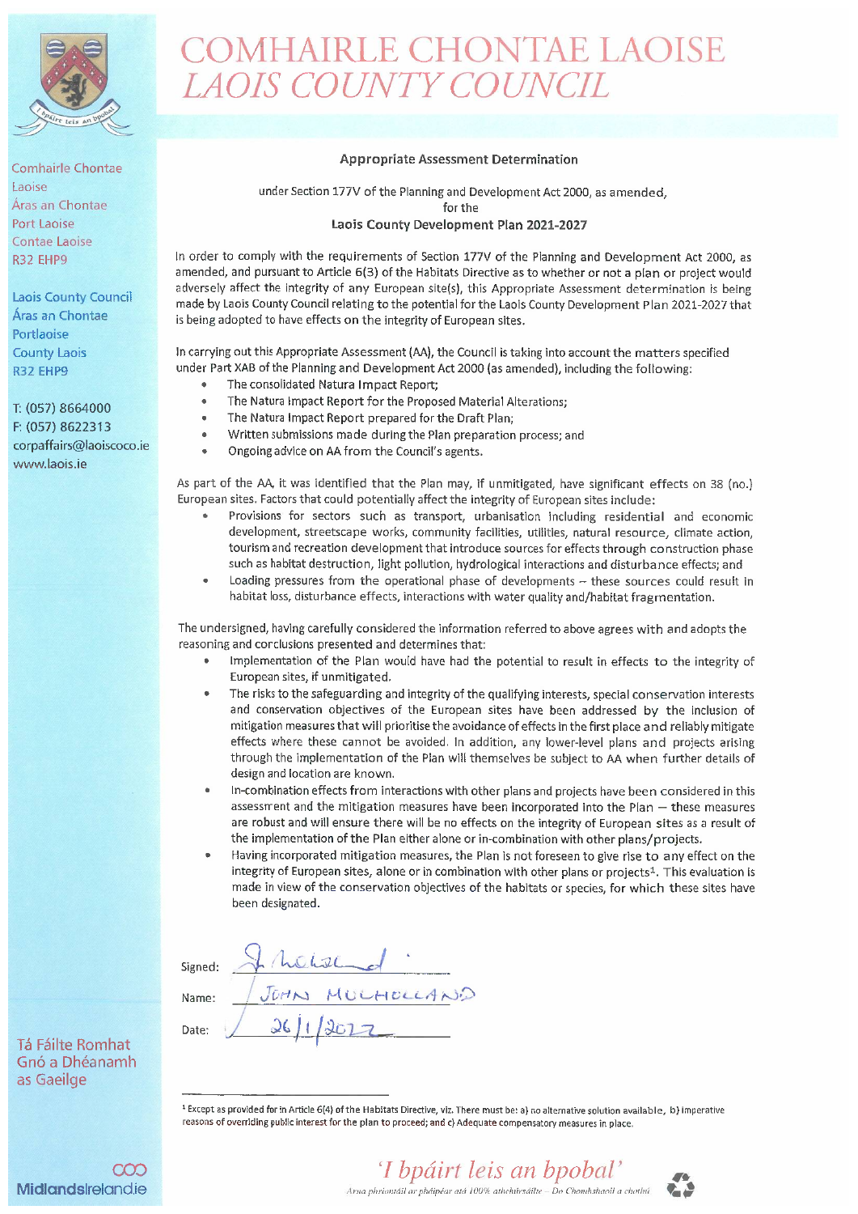# COMHAIRLE CHONTAE LAOISE
# *LAOIS COUNTY COUNCIL*

Comhairle Chontae Laoise
Áras an Chontae
Port Laoise
Contae Laoise
R32 EHP9

Laois County Council
Áras an Chontae
Portlaoise
County Laois
R32 EHP9

T: (057) 8664000
F: (057) 8622313
corpaffairs@laoiscoco.ie
www.laois.ie

## Appropriate Assessment Determination

under Section 177V of the Planning and Development Act 2000, as amended,
for the
**Laois County Development Plan 2021-2027**

In order to comply with the requirements of Section 177V of the Planning and Development Act 2000, as amended, and pursuant to Article 6(3) of the Habitats Directive as to whether or not a plan or project would adversely affect the integrity of any European site(s), this Appropriate Assessment determination is being made by Laois County Council relating to the potential for the Laois County Development Plan 2021-2027 that is being adopted to have effects on the integrity of European sites.

In carrying out this Appropriate Assessment (AA), the Council is taking into account the matters specified under Part XAB of the Planning and Development Act 2000 (as amended), including the following:

- The consolidated Natura Impact Report;
- The Natura Impact Report for the Proposed Material Alterations;
- The Natura Impact Report prepared for the Draft Plan;
- Written submissions made during the Plan preparation process; and
- Ongoing advice on AA from the Council's agents.

As part of the AA, it was identified that the Plan may, if unmitigated, have significant effects on 38 (no.) European sites. Factors that could potentially affect the integrity of European sites include:

- Provisions for sectors such as transport, urbanisation including residential and economic development, streetscape works, community facilities, utilities, natural resource, climate action, tourism and recreation development that introduce sources for effects through construction phase such as habitat destruction, light pollution, hydrological interactions and disturbance effects; and
- Loading pressures from the operational phase of developments – these sources could result in habitat loss, disturbance effects, interactions with water quality and/habitat fragmentation.

The undersigned, having carefully considered the information referred to above agrees with and adopts the reasoning and conclusions presented and determines that:

- Implementation of the Plan would have had the potential to result in effects to the integrity of European sites, if unmitigated.
- The risks to the safeguarding and integrity of the qualifying interests, special conservation interests and conservation objectives of the European sites have been addressed by the inclusion of mitigation measures that will prioritise the avoidance of effects in the first place and reliably mitigate effects where these cannot be avoided. In addition, any lower-level plans and projects arising through the implementation of the Plan will themselves be subject to AA when further details of design and location are known.
- In-combination effects from interactions with other plans and projects have been considered in this assessment and the mitigation measures have been incorporated into the Plan – these measures are robust and will ensure there will be no effects on the integrity of European sites as a result of the implementation of the Plan either alone or in-combination with other plans/projects.
- Having incorporated mitigation measures, the Plan is not foreseen to give rise to any effect on the integrity of European sites, alone or in combination with other plans or projects[1]. This evaluation is made in view of the conservation objectives of the habitats or species, for which these sites have been designated.

Signed: *[signature]*

Name: JOHN MULHOLLAND

Date: 26/1/2022

[1] Except as provided for in Article 6(4) of the Habitats Directive, viz. There must be: a) no alternative solution available, b) imperative reasons of overriding public interest for the plan to proceed; and c) Adequate compensatory measures in place.

Tá Fáilte Romhat Gnó a Dhéanamh as Gaeilge

MidlandsIreland.ie

*'I bpáirt leis an bpobal'*

Arna phriontáil ar pháipéar atá 100% athchúrsáilte – Do Chomhshaoil a chothú